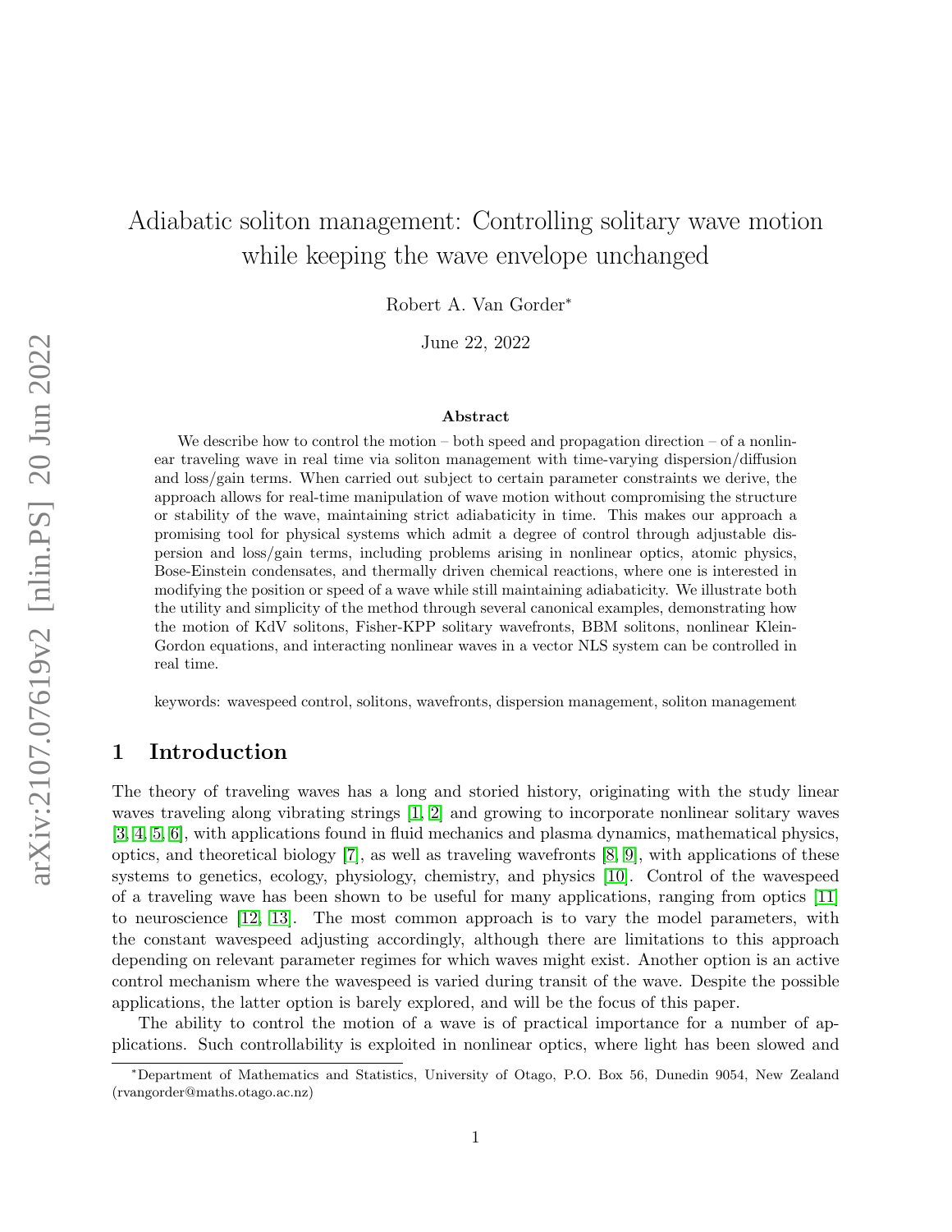# Adiabatic soliton management: Controlling solitary wave motion while keeping the wave envelope unchanged

Robert A. Van Gorder*

June 22, 2022

### Abstract

We describe how to control the motion – both speed and propagation direction – of a nonlinear traveling wave in real time via soliton management with time-varying dispersion/diffusion and loss/gain terms. When carried out subject to certain parameter constraints we derive, the approach allows for real-time manipulation of wave motion without compromising the structure or stability of the wave, maintaining strict adiabaticity in time. This makes our approach a promising tool for physical systems which admit a degree of control through adjustable dispersion and loss/gain terms, including problems arising in nonlinear optics, atomic physics, Bose-Einstein condensates, and thermally driven chemical reactions, where one is interested in modifying the position or speed of a wave while still maintaining adiabaticity. We illustrate both the utility and simplicity of the method through several canonical examples, demonstrating how the motion of KdV solitons, Fisher-KPP solitary wavefronts, BBM solitons, nonlinear Klein-Gordon equations, and interacting nonlinear waves in a vector NLS system can be controlled in real time.

keywords: wavespeed control, solitons, wavefronts, dispersion management, soliton management

## 1 Introduction

The theory of traveling waves has a long and storied history, originating with the study linear waves traveling along vibrating strings [1, 2] and growing to incorporate nonlinear solitary waves [3, 4, 5, 6], with applications found in fluid mechanics and plasma dynamics, mathematical physics, optics, and theoretical biology [7], as well as traveling wavefronts [8, 9], with applications of these systems to genetics, ecology, physiology, chemistry, and physics [10]. Control of the wavespeed of a traveling wave has been shown to be useful for many applications, ranging from optics [11] to neuroscience [12, 13]. The most common approach is to vary the model parameters, with the constant wavespeed adjusting accordingly, although there are limitations to this approach depending on relevant parameter regimes for which waves might exist. Another option is an active control mechanism where the wavespeed is varied during transit of the wave. Despite the possible applications, the latter option is barely explored, and will be the focus of this paper.

The ability to control the motion of a wave is of practical importance for a number of applications. Such controllability is exploited in nonlinear optics, where light has been slowed and

*Department of Mathematics and Statistics, University of Otago, P.O. Box 56, Dunedin 9054, New Zealand (rvangorder@maths.otago.ac.nz)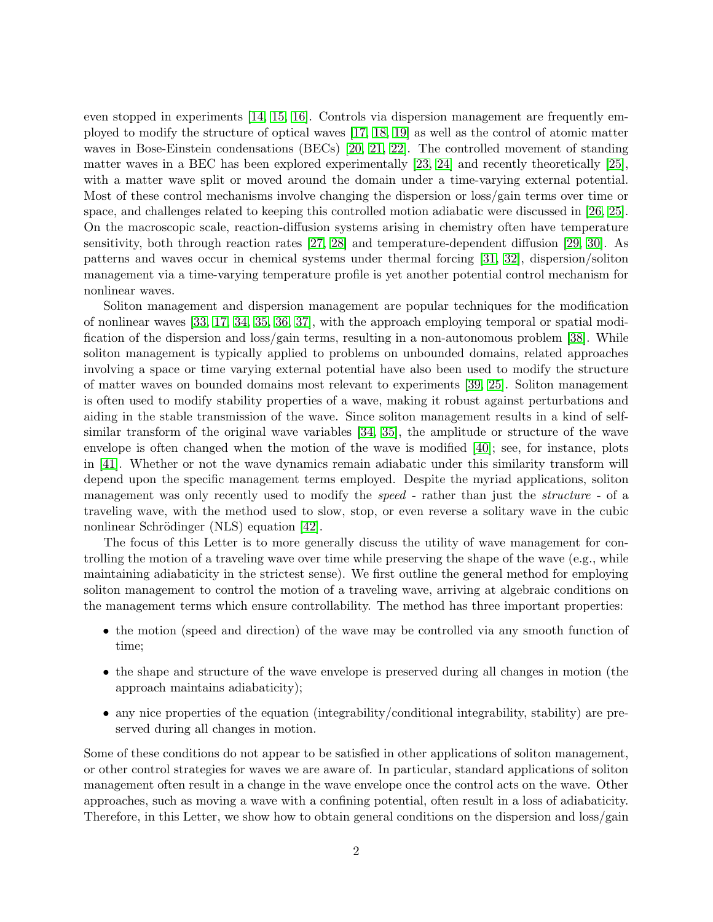even stopped in experiments [14, 15, 16]. Controls via dispersion management are frequently employed to modify the structure of optical waves [17, 18, 19] as well as the control of atomic matter waves in Bose-Einstein condensations (BECs) [20, 21, 22]. The controlled movement of standing matter waves in a BEC has been explored experimentally [23, 24] and recently theoretically [25], with a matter wave split or moved around the domain under a time-varying external potential. Most of these control mechanisms involve changing the dispersion or loss/gain terms over time or space, and challenges related to keeping this controlled motion adiabatic were discussed in [26, 25]. On the macroscopic scale, reaction-diffusion systems arising in chemistry often have temperature sensitivity, both through reaction rates [27, 28] and temperature-dependent diffusion [29, 30]. As patterns and waves occur in chemical systems under thermal forcing [31, 32], dispersion/soliton management via a time-varying temperature profile is yet another potential control mechanism for nonlinear waves.

Soliton management and dispersion management are popular techniques for the modification of nonlinear waves [33, 17, 34, 35, 36, 37], with the approach employing temporal or spatial modification of the dispersion and loss/gain terms, resulting in a non-autonomous problem [38]. While soliton management is typically applied to problems on unbounded domains, related approaches involving a space or time varying external potential have also been used to modify the structure of matter waves on bounded domains most relevant to experiments [39, 25]. Soliton management is often used to modify stability properties of a wave, making it robust against perturbations and aiding in the stable transmission of the wave. Since soliton management results in a kind of self-similar transform of the original wave variables [34, 35], the amplitude or structure of the wave envelope is often changed when the motion of the wave is modified [40]; see, for instance, plots in [41]. Whether or not the wave dynamics remain adiabatic under this similarity transform will depend upon the specific management terms employed. Despite the myriad applications, soliton management was only recently used to modify the *speed* - rather than just the *structure* - of a traveling wave, with the method used to slow, stop, or even reverse a solitary wave in the cubic nonlinear Schrödinger (NLS) equation [42].

The focus of this Letter is to more generally discuss the utility of wave management for controlling the motion of a traveling wave over time while preserving the shape of the wave (e.g., while maintaining adiabaticity in the strictest sense). We first outline the general method for employing soliton management to control the motion of a traveling wave, arriving at algebraic conditions on the management terms which ensure controllability. The method has three important properties:

- the motion (speed and direction) of the wave may be controlled via any smooth function of time;
- the shape and structure of the wave envelope is preserved during all changes in motion (the approach maintains adiabaticity);
- any nice properties of the equation (integrability/conditional integrability, stability) are preserved during all changes in motion.

Some of these conditions do not appear to be satisfied in other applications of soliton management, or other control strategies for waves we are aware of. In particular, standard applications of soliton management often result in a change in the wave envelope once the control acts on the wave. Other approaches, such as moving a wave with a confining potential, often result in a loss of adiabaticity. Therefore, in this Letter, we show how to obtain general conditions on the dispersion and loss/gain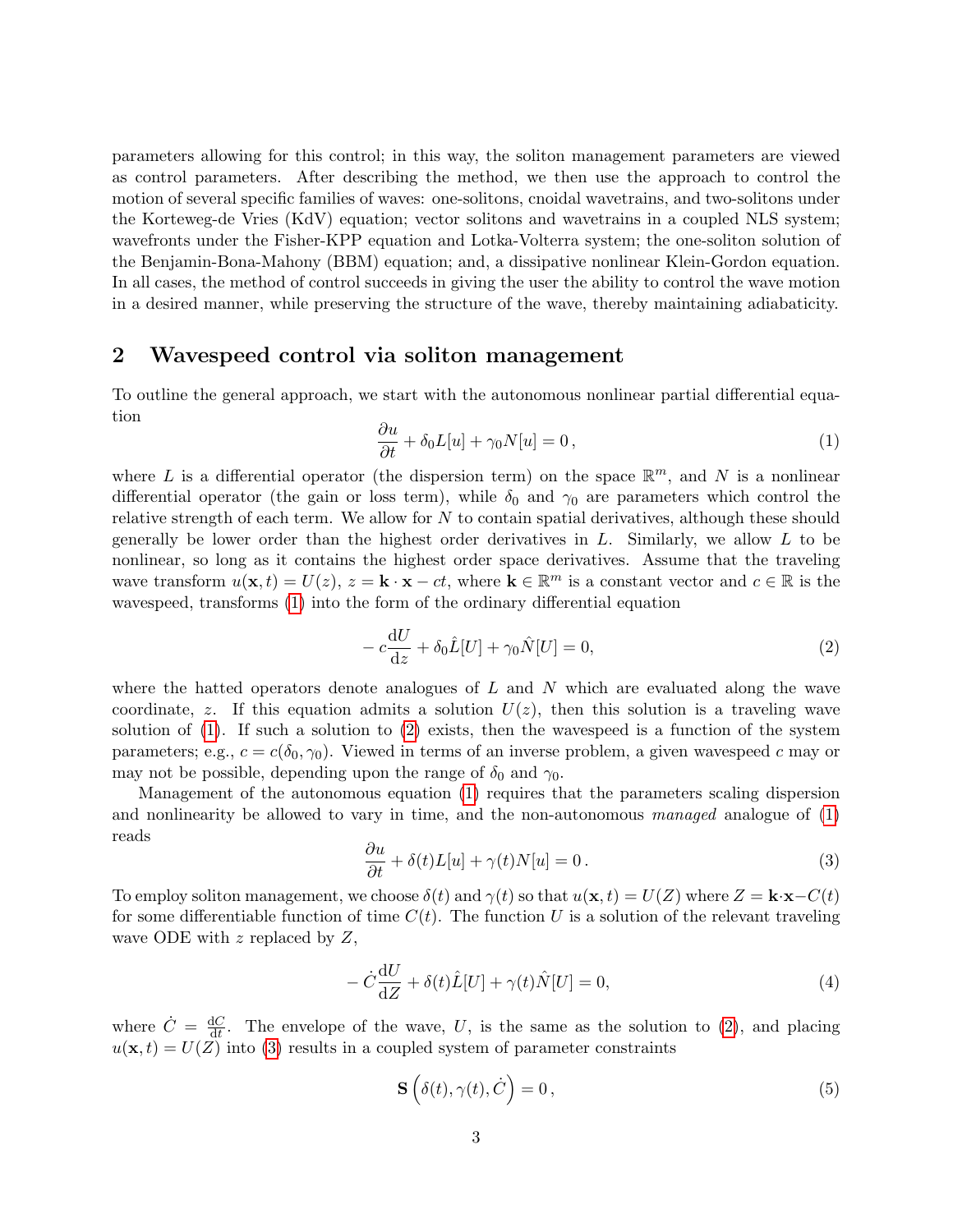parameters allowing for this control; in this way, the soliton management parameters are viewed as control parameters. After describing the method, we then use the approach to control the motion of several specific families of waves: one-solitons, cnoidal wavetrains, and two-solitons under the Korteweg-de Vries (KdV) equation; vector solitons and wavetrains in a coupled NLS system; wavefronts under the Fisher-KPP equation and Lotka-Volterra system; the one-soliton solution of the Benjamin-Bona-Mahony (BBM) equation; and, a dissipative nonlinear Klein-Gordon equation. In all cases, the method of control succeeds in giving the user the ability to control the wave motion in a desired manner, while preserving the structure of the wave, thereby maintaining adiabaticity.

## 2 Wavespeed control via soliton management

To outline the general approach, we start with the autonomous nonlinear partial differential equation

$$\frac{\partial u}{\partial t} + \delta_0 L[u] + \gamma_0 N[u] = 0\,, \tag{1}$$

where $L$ is a differential operator (the dispersion term) on the space $\mathbb{R}^m$, and $N$ is a nonlinear differential operator (the gain or loss term), while $\delta_0$ and $\gamma_0$ are parameters which control the relative strength of each term. We allow for $N$ to contain spatial derivatives, although these should generally be lower order than the highest order derivatives in $L$. Similarly, we allow $L$ to be nonlinear, so long as it contains the highest order space derivatives. Assume that the traveling wave transform $u(\mathbf{x}, t) = U(z)$, $z = \mathbf{k}\cdot\mathbf{x} - ct$, where $\mathbf{k} \in \mathbb{R}^m$ is a constant vector and $c \in \mathbb{R}$ is the wavespeed, transforms (1) into the form of the ordinary differential equation

$$-c\frac{\mathrm{d}U}{\mathrm{d}z} + \delta_0 \hat{L}[U] + \gamma_0 \hat{N}[U] = 0, \tag{2}$$

where the hatted operators denote analogues of $L$ and $N$ which are evaluated along the wave coordinate, $z$. If this equation admits a solution $U(z)$, then this solution is a traveling wave solution of (1). If such a solution to (2) exists, then the wavespeed is a function of the system parameters; e.g., $c = c(\delta_0, \gamma_0)$. Viewed in terms of an inverse problem, a given wavespeed $c$ may or may not be possible, depending upon the range of $\delta_0$ and $\gamma_0$.

Management of the autonomous equation (1) requires that the parameters scaling dispersion and nonlinearity be allowed to vary in time, and the non-autonomous *managed* analogue of (1) reads

$$\frac{\partial u}{\partial t} + \delta(t) L[u] + \gamma(t) N[u] = 0\,. \tag{3}$$

To employ soliton management, we choose $\delta(t)$ and $\gamma(t)$ so that $u(\mathbf{x}, t) = U(Z)$ where $Z = \mathbf{k}\cdot\mathbf{x} - C(t)$ for some differentiable function of time $C(t)$. The function $U$ is a solution of the relevant traveling wave ODE with $z$ replaced by $Z$,

$$-\dot{C}\frac{\mathrm{d}U}{\mathrm{d}Z} + \delta(t)\hat{L}[U] + \gamma(t)\hat{N}[U] = 0, \tag{4}$$

where $\dot{C} = \frac{\mathrm{d}C}{\mathrm{d}t}$. The envelope of the wave, $U$, is the same as the solution to (2), and placing $u(\mathbf{x}, t) = U(Z)$ into (3) results in a coupled system of parameter constraints

$$\mathbf{S}\left(\delta(t), \gamma(t), \dot{C}\right) = 0\,, \tag{5}$$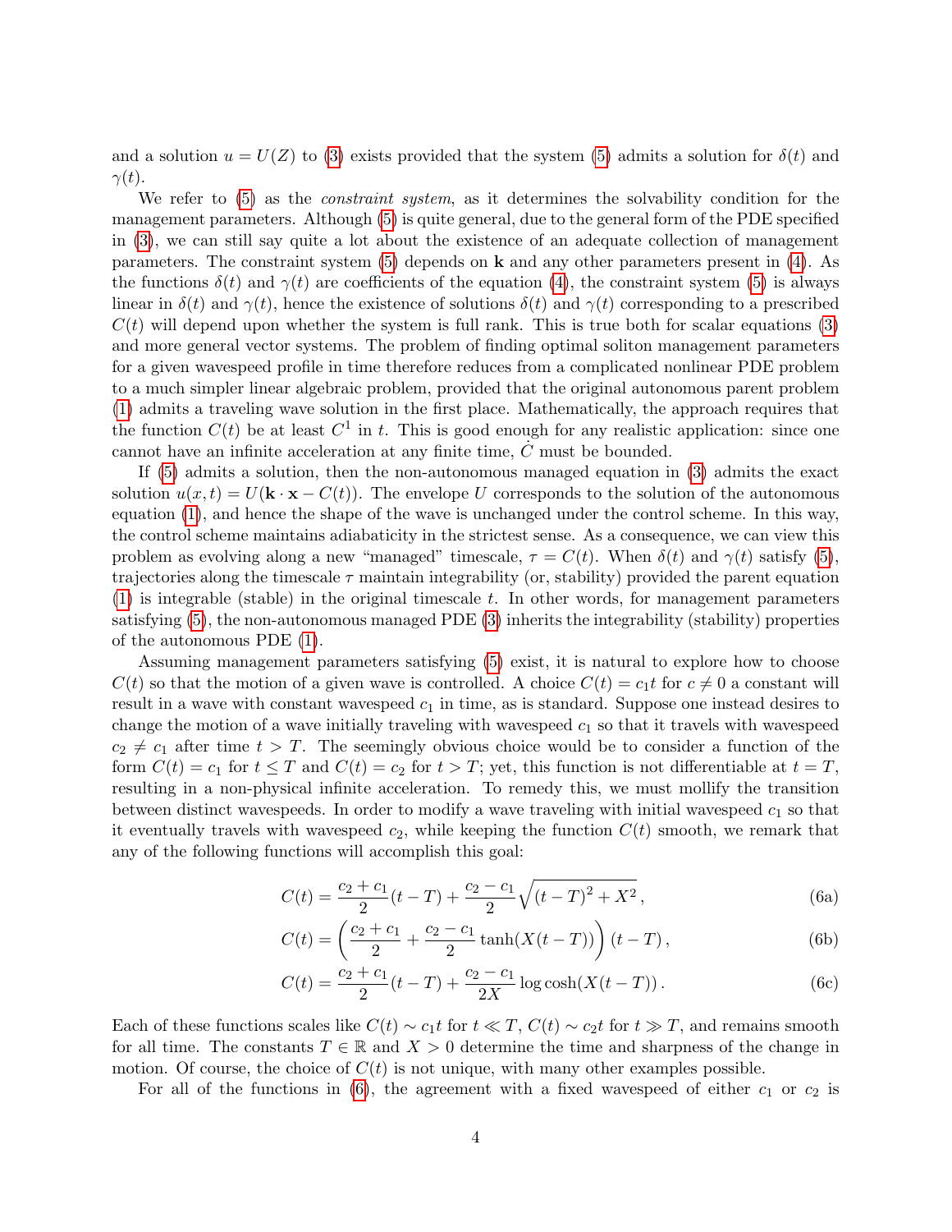and a solution $u = U(Z)$ to (3) exists provided that the system (5) admits a solution for $\delta(t)$ and $\gamma(t)$.

We refer to (5) as the *constraint system*, as it determines the solvability condition for the management parameters. Although (5) is quite general, due to the general form of the PDE specified in (3), we can still say quite a lot about the existence of an adequate collection of management parameters. The constraint system (5) depends on $\mathbf{k}$ and any other parameters present in (4). As the functions $\delta(t)$ and $\gamma(t)$ are coefficients of the equation (4), the constraint system (5) is always linear in $\delta(t)$ and $\gamma(t)$, hence the existence of solutions $\delta(t)$ and $\gamma(t)$ corresponding to a prescribed $C(t)$ will depend upon whether the system is full rank. This is true both for scalar equations (3) and more general vector systems. The problem of finding optimal soliton management parameters for a given wavespeed profile in time therefore reduces from a complicated nonlinear PDE problem to a much simpler linear algebraic problem, provided that the original autonomous parent problem (1) admits a traveling wave solution in the first place. Mathematically, the approach requires that the function $C(t)$ be at least $C^1$ in $t$. This is good enough for any realistic application: since one cannot have an infinite acceleration at any finite time, $\dot{C}$ must be bounded.

If (5) admits a solution, then the non-autonomous managed equation in (3) admits the exact solution $u(x,t) = U(\mathbf{k}\cdot\mathbf{x} - C(t))$. The envelope $U$ corresponds to the solution of the autonomous equation (1), and hence the shape of the wave is unchanged under the control scheme. In this way, the control scheme maintains adiabaticity in the strictest sense. As a consequence, we can view this problem as evolving along a new "managed" timescale, $\tau = C(t)$. When $\delta(t)$ and $\gamma(t)$ satisfy (5), trajectories along the timescale $\tau$ maintain integrability (or, stability) provided the parent equation (1) is integrable (stable) in the original timescale $t$. In other words, for management parameters satisfying (5), the non-autonomous managed PDE (3) inherits the integrability (stability) properties of the autonomous PDE (1).

Assuming management parameters satisfying (5) exist, it is natural to explore how to choose $C(t)$ so that the motion of a given wave is controlled. A choice $C(t) = c_1 t$ for $c \neq 0$ a constant will result in a wave with constant wavespeed $c_1$ in time, as is standard. Suppose one instead desires to change the motion of a wave initially traveling with wavespeed $c_1$ so that it travels with wavespeed $c_2 \neq c_1$ after time $t > T$. The seemingly obvious choice would be to consider a function of the form $C(t) = c_1$ for $t \leq T$ and $C(t) = c_2$ for $t > T$; yet, this function is not differentiable at $t = T$, resulting in a non-physical infinite acceleration. To remedy this, we must mollify the transition between distinct wavespeeds. In order to modify a wave traveling with initial wavespeed $c_1$ so that it eventually travels with wavespeed $c_2$, while keeping the function $C(t)$ smooth, we remark that any of the following functions will accomplish this goal:

$$C(t) = \frac{c_2 + c_1}{2}(t - T) + \frac{c_2 - c_1}{2}\sqrt{(t-T)^2 + X^2}\,, \tag{6a}$$

$$C(t) = \left(\frac{c_2 + c_1}{2} + \frac{c_2 - c_1}{2}\tanh(X(t-T))\right)(t - T)\,, \tag{6b}$$

$$C(t) = \frac{c_2 + c_1}{2}(t - T) + \frac{c_2 - c_1}{2X}\log\cosh(X(t-T))\,. \tag{6c}$$

Each of these functions scales like $C(t) \sim c_1 t$ for $t \ll T$, $C(t) \sim c_2 t$ for $t \gg T$, and remains smooth for all time. The constants $T \in \mathbb{R}$ and $X > 0$ determine the time and sharpness of the change in motion. Of course, the choice of $C(t)$ is not unique, with many other examples possible.

For all of the functions in (6), the agreement with a fixed wavespeed of either $c_1$ or $c_2$ is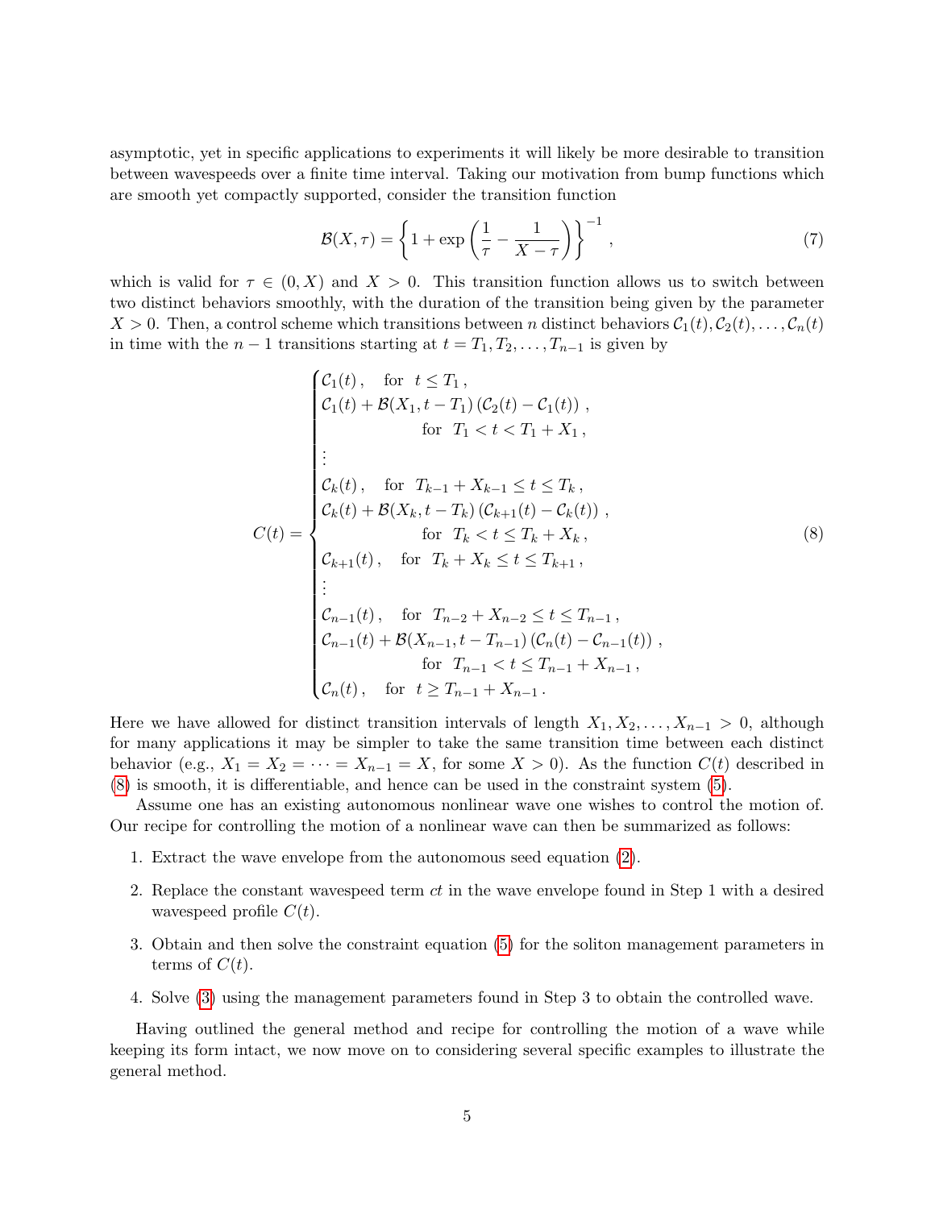asymptotic, yet in specific applications to experiments it will likely be more desirable to transition between wavespeeds over a finite time interval. Taking our motivation from bump functions which are smooth yet compactly supported, consider the transition function

$$\mathcal{B}(X,\tau) = \left\{1 + \exp\left(\frac{1}{\tau} - \frac{1}{X-\tau}\right)\right\}^{-1}, \tag{7}$$

which is valid for $\tau \in (0, X)$ and $X > 0$. This transition function allows us to switch between two distinct behaviors smoothly, with the duration of the transition being given by the parameter $X > 0$. Then, a control scheme which transitions between $n$ distinct behaviors $\mathcal{C}_1(t), \mathcal{C}_2(t), \ldots, \mathcal{C}_n(t)$ in time with the $n-1$ transitions starting at $t = T_1, T_2, \ldots, T_{n-1}$ is given by

$$C(t) = \begin{cases} \mathcal{C}_1(t)\,, \quad \text{for } \ t \leq T_1\,, \\ \mathcal{C}_1(t) + \mathcal{B}(X_1, t-T_1)\left(\mathcal{C}_2(t) - \mathcal{C}_1(t)\right)\,, \\ \qquad\qquad\quad \text{for } \ T_1 < t < T_1 + X_1\,, \\ \vdots \\ \mathcal{C}_k(t)\,, \quad \text{for } \ T_{k-1} + X_{k-1} \leq t \leq T_k\,, \\ \mathcal{C}_k(t) + \mathcal{B}(X_k, t-T_k)\left(\mathcal{C}_{k+1}(t) - \mathcal{C}_k(t)\right)\,, \\ \qquad\qquad\quad \text{for } \ T_k < t \leq T_k + X_k\,, \\ \mathcal{C}_{k+1}(t)\,, \quad \text{for } \ T_k + X_k \leq t \leq T_{k+1}\,, \\ \vdots \\ \mathcal{C}_{n-1}(t)\,, \quad \text{for } \ T_{n-2} + X_{n-2} \leq t \leq T_{n-1}\,, \\ \mathcal{C}_{n-1}(t) + \mathcal{B}(X_{n-1}, t-T_{n-1})\left(\mathcal{C}_n(t) - \mathcal{C}_{n-1}(t)\right)\,, \\ \qquad\qquad\quad \text{for } \ T_{n-1} < t \leq T_{n-1} + X_{n-1}\,, \\ \mathcal{C}_n(t)\,, \quad \text{for } \ t \geq T_{n-1} + X_{n-1}\,. \end{cases} \tag{8}$$

Here we have allowed for distinct transition intervals of length $X_1, X_2, \ldots, X_{n-1} > 0$, although for many applications it may be simpler to take the same transition time between each distinct behavior (e.g., $X_1 = X_2 = \cdots = X_{n-1} = X$, for some $X > 0$). As the function $C(t)$ described in (8) is smooth, it is differentiable, and hence can be used in the constraint system (5).

Assume one has an existing autonomous nonlinear wave one wishes to control the motion of. Our recipe for controlling the motion of a nonlinear wave can then be summarized as follows:

1. Extract the wave envelope from the autonomous seed equation (2).
2. Replace the constant wavespeed term $ct$ in the wave envelope found in Step 1 with a desired wavespeed profile $C(t)$.
3. Obtain and then solve the constraint equation (5) for the soliton management parameters in terms of $C(t)$.
4. Solve (3) using the management parameters found in Step 3 to obtain the controlled wave.

Having outlined the general method and recipe for controlling the motion of a wave while keeping its form intact, we now move on to considering several specific examples to illustrate the general method.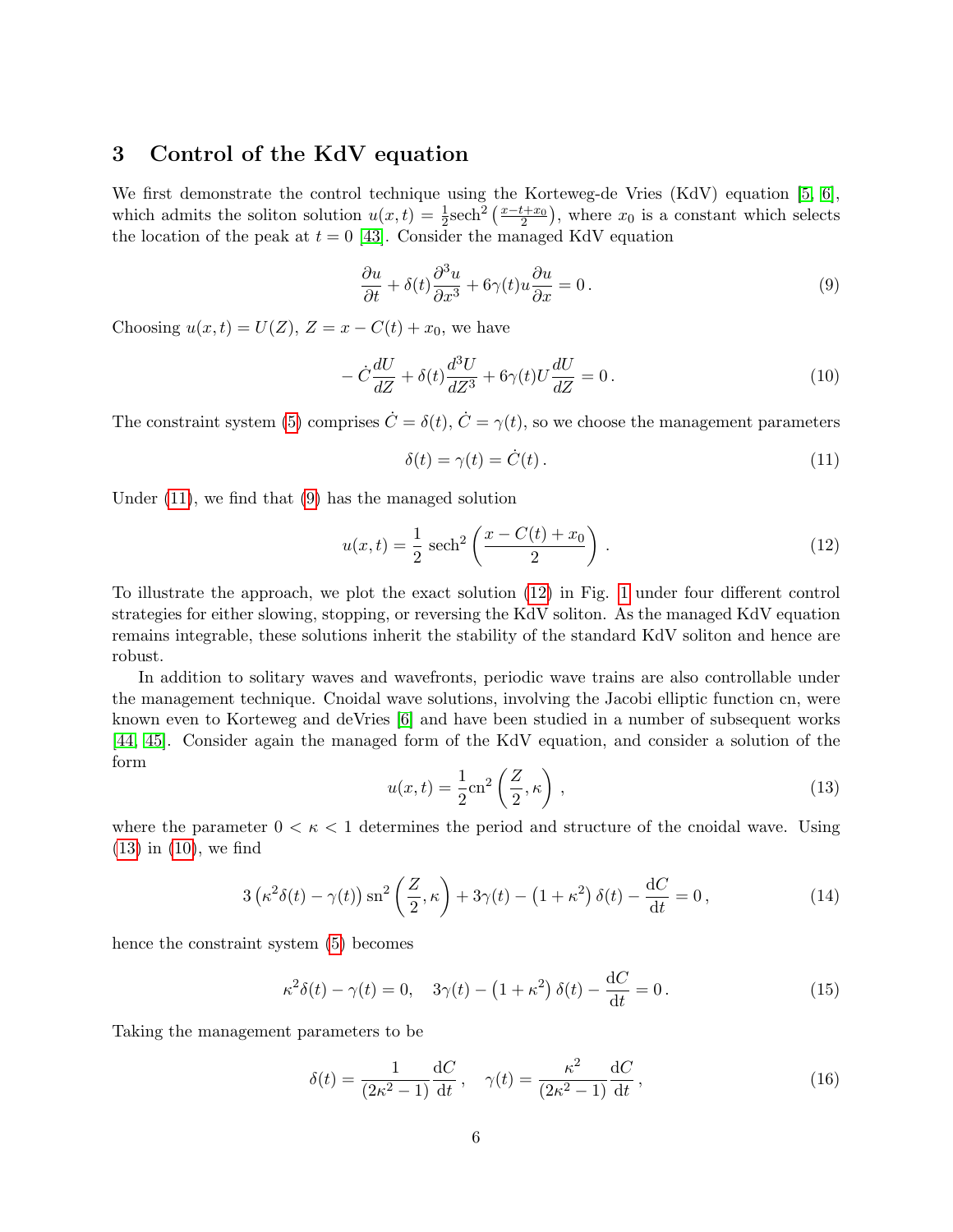## 3 Control of the KdV equation

We first demonstrate the control technique using the Korteweg-de Vries (KdV) equation [5, 6], which admits the soliton solution $u(x,t) = \frac{1}{2}\text{sech}^2\left(\frac{x-t+x_0}{2}\right)$, where $x_0$ is a constant which selects the location of the peak at $t = 0$ [43]. Consider the managed KdV equation

$$\frac{\partial u}{\partial t} + \delta(t)\frac{\partial^3 u}{\partial x^3} + 6\gamma(t)u\frac{\partial u}{\partial x} = 0\,. \tag{9}$$

Choosing $u(x,t) = U(Z)$, $Z = x - C(t) + x_0$, we have

$$-\dot{C}\frac{dU}{dZ} + \delta(t)\frac{d^3 U}{dZ^3} + 6\gamma(t)U\frac{dU}{dZ} = 0\,. \tag{10}$$

The constraint system (5) comprises $\dot{C} = \delta(t)$, $\dot{C} = \gamma(t)$, so we choose the management parameters

$$\delta(t) = \gamma(t) = \dot{C}(t)\,. \tag{11}$$

Under (11), we find that (9) has the managed solution

$$u(x,t) = \frac{1}{2}\,\text{sech}^2\left(\frac{x - C(t) + x_0}{2}\right)\,. \tag{12}$$

To illustrate the approach, we plot the exact solution (12) in Fig. 1 under four different control strategies for either slowing, stopping, or reversing the KdV soliton. As the managed KdV equation remains integrable, these solutions inherit the stability of the standard KdV soliton and hence are robust.

In addition to solitary waves and wavefronts, periodic wave trains are also controllable under the management technique. Cnoidal wave solutions, involving the Jacobi elliptic function cn, were known even to Korteweg and deVries [6] and have been studied in a number of subsequent works [44, 45]. Consider again the managed form of the KdV equation, and consider a solution of the form

$$u(x,t) = \frac{1}{2}\text{cn}^2\left(\frac{Z}{2},\kappa\right)\,, \tag{13}$$

where the parameter $0 < \kappa < 1$ determines the period and structure of the cnoidal wave. Using (13) in (10), we find

$$3\left(\kappa^2\delta(t) - \gamma(t)\right)\text{sn}^2\left(\frac{Z}{2},\kappa\right) + 3\gamma(t) - \left(1+\kappa^2\right)\delta(t) - \frac{\mathrm{d}C}{\mathrm{d}t} = 0\,, \tag{14}$$

hence the constraint system (5) becomes

$$\kappa^2\delta(t) - \gamma(t) = 0, \quad 3\gamma(t) - \left(1+\kappa^2\right)\delta(t) - \frac{\mathrm{d}C}{\mathrm{d}t} = 0\,. \tag{15}$$

Taking the management parameters to be

$$\delta(t) = \frac{1}{(2\kappa^2 - 1)}\frac{\mathrm{d}C}{\mathrm{d}t}\,, \quad \gamma(t) = \frac{\kappa^2}{(2\kappa^2 - 1)}\frac{\mathrm{d}C}{\mathrm{d}t}\,, \tag{16}$$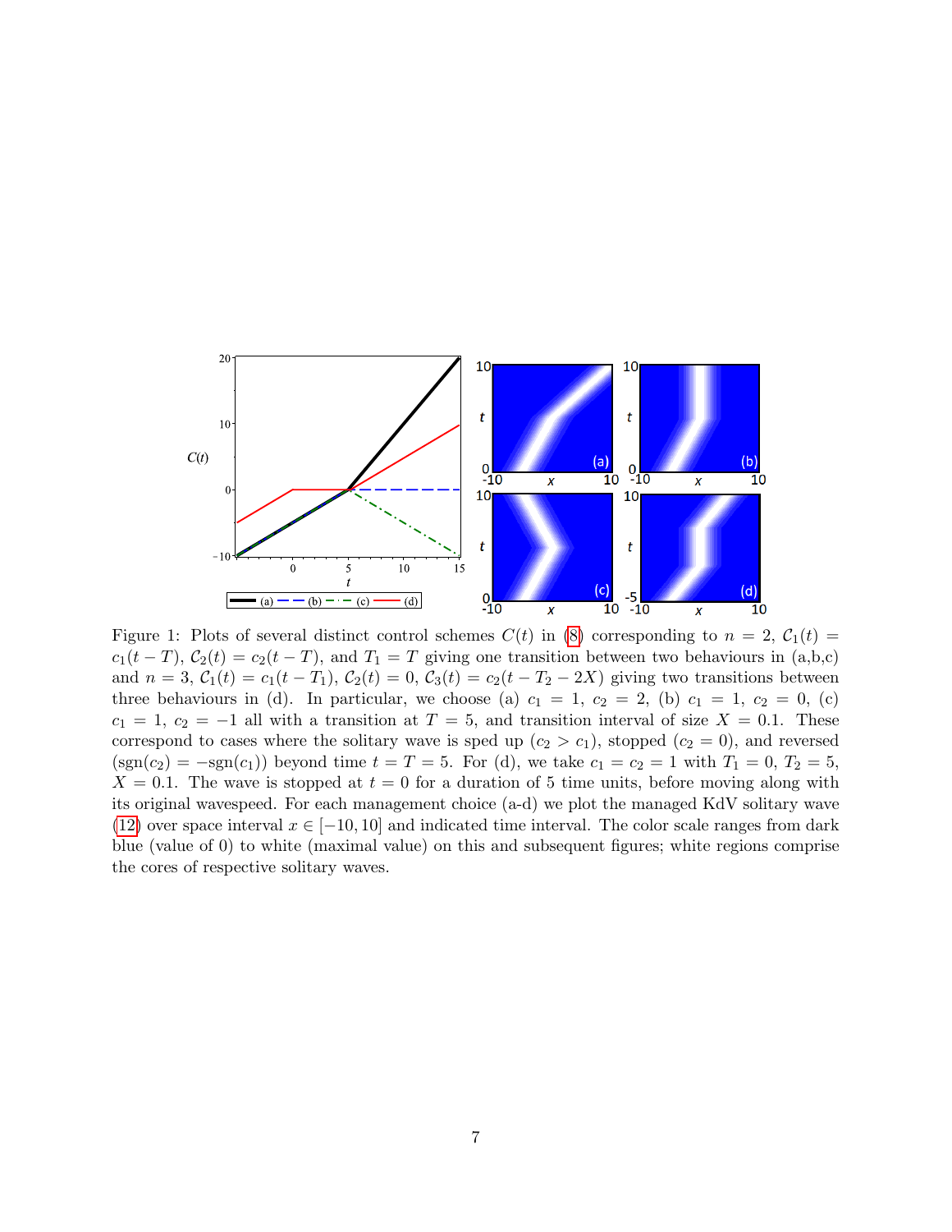Figure 1: Plots of several distinct control schemes $C(t)$ in (8) corresponding to $n = 2$, $\mathcal{C}_1(t) = c_1(t - T)$, $\mathcal{C}_2(t) = c_2(t - T)$, and $T_1 = T$ giving one transition between two behaviours in (a,b,c) and $n = 3$, $\mathcal{C}_1(t) = c_1(t - T_1)$, $\mathcal{C}_2(t) = 0$, $\mathcal{C}_3(t) = c_2(t - T_2 - 2X)$ giving two transitions between three behaviours in (d). In particular, we choose (a) $c_1 = 1$, $c_2 = 2$, (b) $c_1 = 1$, $c_2 = 0$, (c) $c_1 = 1$, $c_2 = -1$ all with a transition at $T = 5$, and transition interval of size $X = 0.1$. These correspond to cases where the solitary wave is sped up ($c_2 > c_1$), stopped ($c_2 = 0$), and reversed ($\text{sgn}(c_2) = -\text{sgn}(c_1)$) beyond time $t = T = 5$. For (d), we take $c_1 = c_2 = 1$ with $T_1 = 0$, $T_2 = 5$, $X = 0.1$. The wave is stopped at $t = 0$ for a duration of 5 time units, before moving along with its original wavespeed. For each management choice (a-d) we plot the managed KdV solitary wave (12) over space interval $x \in [-10, 10]$ and indicated time interval. The color scale ranges from dark blue (value of 0) to white (maximal value) on this and subsequent figures; white regions comprise the cores of respective solitary waves.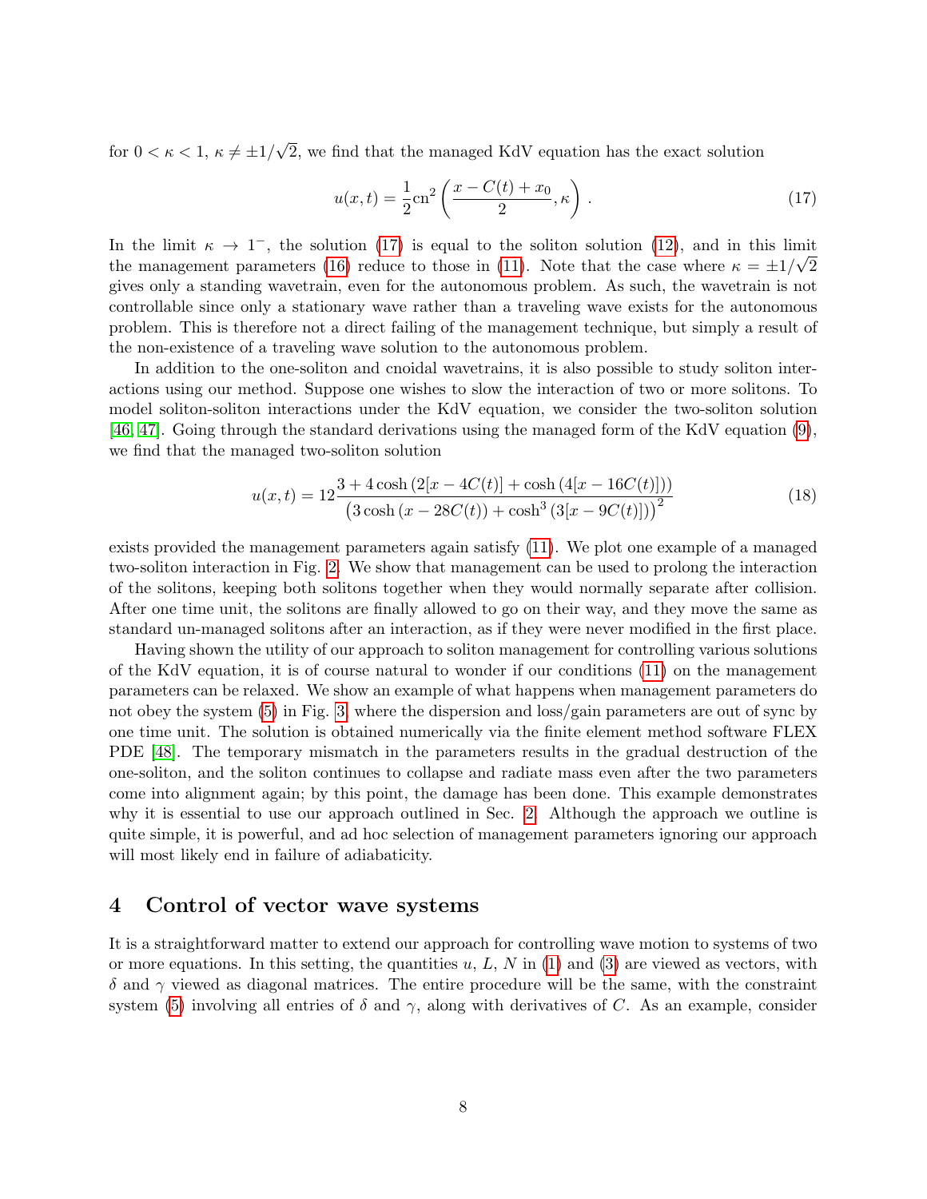for $0 < \kappa < 1$, $\kappa \neq \pm 1/\sqrt{2}$, we find that the managed KdV equation has the exact solution

$$u(x,t) = \frac{1}{2}\text{cn}^2\left(\frac{x - C(t) + x_0}{2}, \kappa\right). \tag{17}$$

In the limit $\kappa \to 1^-$, the solution (17) is equal to the soliton solution (12), and in this limit the management parameters (16) reduce to those in (11). Note that the case where $\kappa = \pm 1/\sqrt{2}$ gives only a standing wavetrain, even for the autonomous problem. As such, the wavetrain is not controllable since only a stationary wave rather than a traveling wave exists for the autonomous problem. This is therefore not a direct failing of the management technique, but simply a result of the non-existence of a traveling wave solution to the autonomous problem.

In addition to the one-soliton and cnoidal wavetrains, it is also possible to study soliton interactions using our method. Suppose one wishes to slow the interaction of two or more solitons. To model soliton-soliton interactions under the KdV equation, we consider the two-soliton solution [46, 47]. Going through the standard derivations using the managed form of the KdV equation (9), we find that the managed two-soliton solution

$$u(x,t) = 12\frac{3 + 4\cosh\left(2[x - 4C(t)] + \cosh\left(4[x - 16C(t)]\right)\right)}{\left(3\cosh\left(x - 28C(t)\right) + \cosh^3\left(3[x - 9C(t)]\right)\right)^2} \tag{18}$$

exists provided the management parameters again satisfy (11). We plot one example of a managed two-soliton interaction in Fig. 2. We show that management can be used to prolong the interaction of the solitons, keeping both solitons together when they would normally separate after collision. After one time unit, the solitons are finally allowed to go on their way, and they move the same as standard un-managed solitons after an interaction, as if they were never modified in the first place.

Having shown the utility of our approach to soliton management for controlling various solutions of the KdV equation, it is of course natural to wonder if our conditions (11) on the management parameters can be relaxed. We show an example of what happens when management parameters do not obey the system (5) in Fig. 3, where the dispersion and loss/gain parameters are out of sync by one time unit. The solution is obtained numerically via the finite element method software FLEX PDE [48]. The temporary mismatch in the parameters results in the gradual destruction of the one-soliton, and the soliton continues to collapse and radiate mass even after the two parameters come into alignment again; by this point, the damage has been done. This example demonstrates why it is essential to use our approach outlined in Sec. 2. Although the approach we outline is quite simple, it is powerful, and ad hoc selection of management parameters ignoring our approach will most likely end in failure of adiabaticity.

## 4 Control of vector wave systems

It is a straightforward matter to extend our approach for controlling wave motion to systems of two or more equations. In this setting, the quantities $u$, $L$, $N$ in (1) and (3) are viewed as vectors, with $\delta$ and $\gamma$ viewed as diagonal matrices. The entire procedure will be the same, with the constraint system (5) involving all entries of $\delta$ and $\gamma$, along with derivatives of $C$. As an example, consider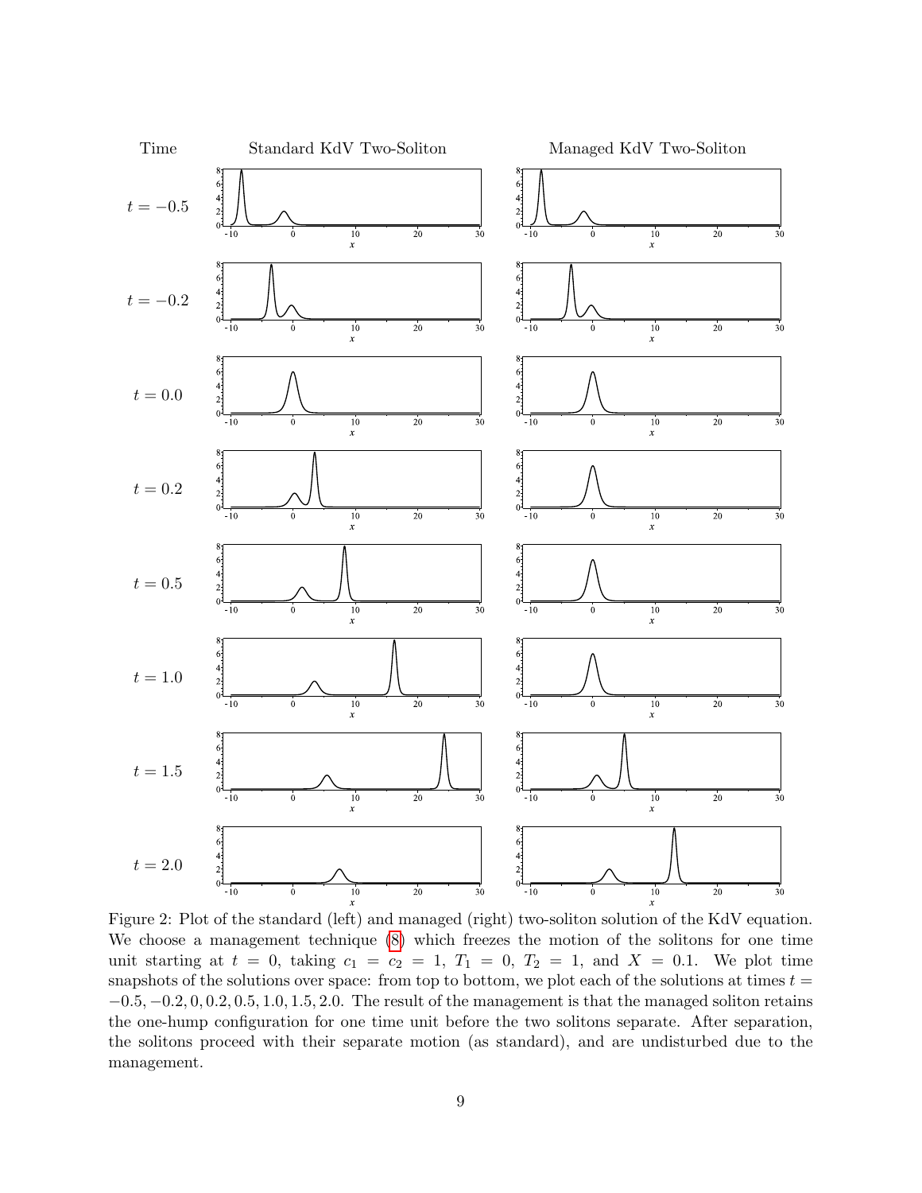Figure 2: Plot of the standard (left) and managed (right) two-soliton solution of the KdV equation. We choose a management technique (8) which freezes the motion of the solitons for one time unit starting at $t = 0$, taking $c_1 = c_2 = 1$, $T_1 = 0$, $T_2 = 1$, and $X = 0.1$. We plot time snapshots of the solutions over space: from top to bottom, we plot each of the solutions at times $t = -0.5, -0.2, 0, 0.2, 0.5, 1.0, 1.5, 2.0$. The result of the management is that the managed soliton retains the one-hump configuration for one time unit before the two solitons separate. After separation, the solitons proceed with their separate motion (as standard), and are undisturbed due to the management.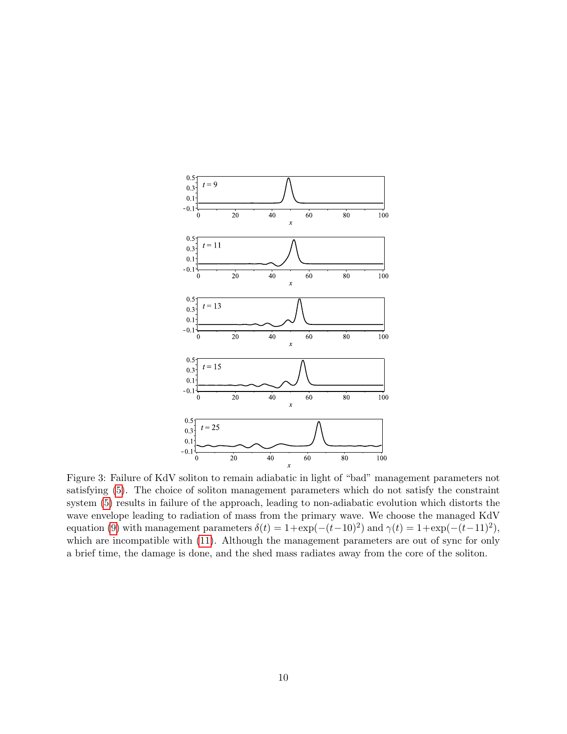Figure 3: Failure of KdV soliton to remain adiabatic in light of "bad" management parameters not satisfying (5). The choice of soliton management parameters which do not satisfy the constraint system (5) results in failure of the approach, leading to non-adiabatic evolution which distorts the wave envelope leading to radiation of mass from the primary wave. We choose the managed KdV equation (9) with management parameters $\delta(t) = 1+\exp(-(t-10)^2)$ and $\gamma(t) = 1+\exp(-(t-11)^2)$, which are incompatible with (11). Although the management parameters are out of sync for only a brief time, the damage is done, and the shed mass radiates away from the core of the soliton.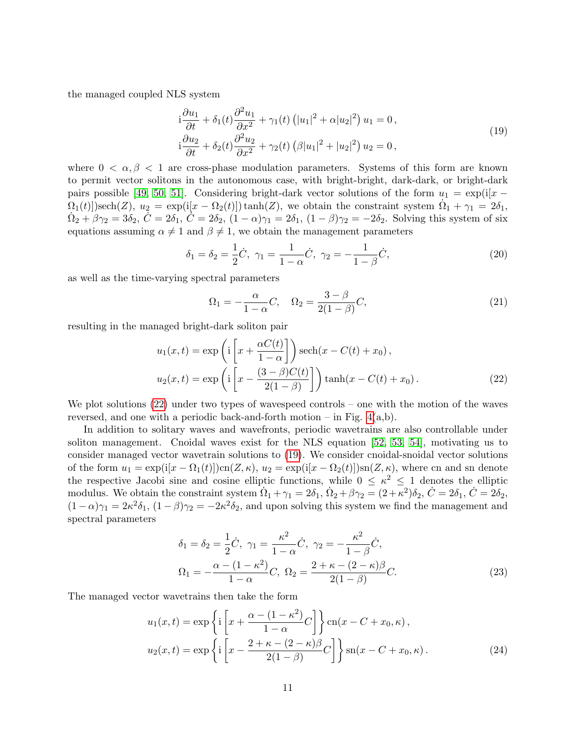the managed coupled NLS system

$$
\begin{aligned}
&\mathrm{i}\frac{\partial u_1}{\partial t} + \delta_1(t)\frac{\partial^2 u_1}{\partial x^2} + \gamma_1(t)\left(|u_1|^2 + \alpha|u_2|^2\right)u_1 = 0\,,\\
&\mathrm{i}\frac{\partial u_2}{\partial t} + \delta_2(t)\frac{\partial^2 u_2}{\partial x^2} + \gamma_2(t)\left(\beta|u_1|^2 + |u_2|^2\right)u_2 = 0\,,
\end{aligned}
\tag{19}
$$

where $0 < \alpha, \beta < 1$ are cross-phase modulation parameters. Systems of this form are known to permit vector solitons in the autonomous case, with bright-bright, dark-dark, or bright-dark pairs possible [49, 50, 51]. Considering bright-dark vector solutions of the form $u_1 = \exp(\mathrm{i}[x - \Omega_1(t)])\mathrm{sech}(Z)$, $u_2 = \exp(\mathrm{i}[x - \Omega_2(t)])\tanh(Z)$, we obtain the constraint system $\dot{\Omega}_1 + \gamma_1 = 2\delta_1$, $\dot{\Omega}_2 + \beta\gamma_2 = 3\delta_2$, $\dot{C} = 2\delta_1$, $\dot{C} = 2\delta_2$, $(1-\alpha)\gamma_1 = 2\delta_1$, $(1-\beta)\gamma_2 = -2\delta_2$. Solving this system of six equations assuming $\alpha \neq 1$ and $\beta \neq 1$, we obtain the management parameters

$$
\delta_1 = \delta_2 = \frac{1}{2}\dot{C},\ \gamma_1 = \frac{1}{1-\alpha}\dot{C},\ \gamma_2 = -\frac{1}{1-\beta}\dot{C},
\tag{20}
$$

as well as the time-varying spectral parameters

$$
\Omega_1 = -\frac{\alpha}{1-\alpha}C, \quad \Omega_2 = \frac{3-\beta}{2(1-\beta)}C,
\tag{21}
$$

resulting in the managed bright-dark soliton pair

$$
\begin{aligned}
u_1(x,t) &= \exp\left(\mathrm{i}\left[x + \frac{\alpha C(t)}{1-\alpha}\right]\right)\mathrm{sech}(x - C(t) + x_0)\,,\\
u_2(x,t) &= \exp\left(\mathrm{i}\left[x - \frac{(3-\beta)C(t)}{2(1-\beta)}\right]\right)\tanh(x - C(t) + x_0)\,.
\end{aligned}
\tag{22}
$$

We plot solutions (22) under two types of wavespeed controls – one with the motion of the waves reversed, and one with a periodic back-and-forth motion – in Fig. 4(a,b).

In addition to solitary waves and wavefronts, periodic wavetrains are also controllable under soliton management. Cnoidal waves exist for the NLS equation [52, 53, 54], motivating us to consider managed vector wavetrain solutions to (19). We consider cnoidal-snoidal vector solutions of the form $u_1 = \exp(\mathrm{i}[x - \Omega_1(t)])\mathrm{cn}(Z,\kappa)$, $u_2 = \exp(\mathrm{i}[x - \Omega_2(t)])\mathrm{sn}(Z,\kappa)$, where cn and sn denote the respective Jacobi sine and cosine elliptic functions, while $0 \leq \kappa^2 \leq 1$ denotes the elliptic modulus. We obtain the constraint system $\dot{\Omega}_1 + \gamma_1 = 2\delta_1$, $\dot{\Omega}_2 + \beta\gamma_2 = (2+\kappa^2)\delta_2$, $\dot{C} = 2\delta_1$, $\dot{C} = 2\delta_2$, $(1-\alpha)\gamma_1 = 2\kappa^2\delta_1$, $(1-\beta)\gamma_2 = -2\kappa^2\delta_2$, and upon solving this system we find the management and spectral parameters

$$
\begin{aligned}
&\delta_1 = \delta_2 = \frac{1}{2}\dot{C},\ \gamma_1 = \frac{\kappa^2}{1-\alpha}\dot{C},\ \gamma_2 = -\frac{\kappa^2}{1-\beta}\dot{C},\\
&\Omega_1 = -\frac{\alpha - (1-\kappa^2)}{1-\alpha}C,\ \Omega_2 = \frac{2+\kappa-(2-\kappa)\beta}{2(1-\beta)}C.
\end{aligned}
\tag{23}
$$

The managed vector wavetrains then take the form

$$
\begin{aligned}
u_1(x,t) &= \exp\left\{\mathrm{i}\left[x + \frac{\alpha-(1-\kappa^2)}{1-\alpha}C\right]\right\}\mathrm{cn}(x - C + x_0, \kappa)\,,\\
u_2(x,t) &= \exp\left\{\mathrm{i}\left[x - \frac{2+\kappa-(2-\kappa)\beta}{2(1-\beta)}C\right]\right\}\mathrm{sn}(x - C + x_0, \kappa)\,.
\end{aligned}
\tag{24}
$$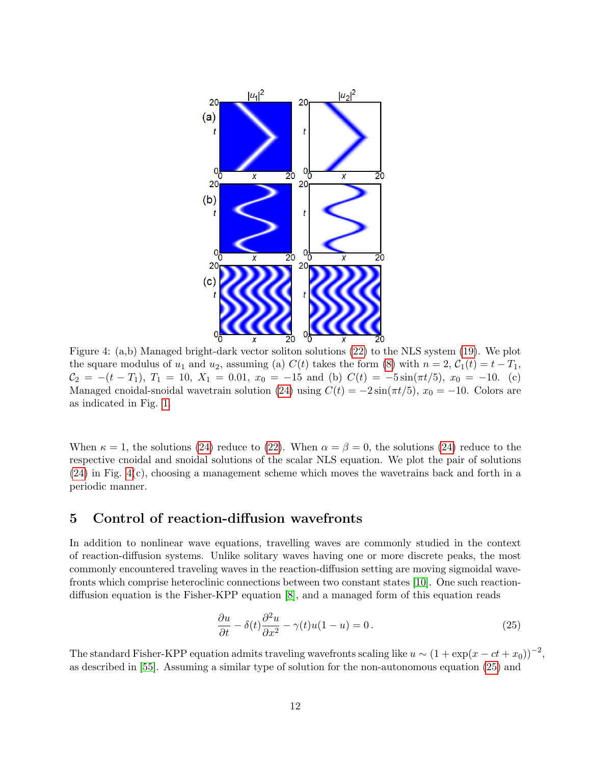Figure 4: (a,b) Managed bright-dark vector soliton solutions (22) to the NLS system (19). We plot the square modulus of $u_1$ and $u_2$, assuming (a) $C(t)$ takes the form (8) with $n = 2$, $\mathcal{C}_1(t) = t - T_1$, $\mathcal{C}_2 = -(t - T_1)$, $T_1 = 10$, $X_1 = 0.01$, $x_0 = -15$ and (b) $C(t) = -5\sin(\pi t/5)$, $x_0 = -10$. (c) Managed cnoidal-snoidal wavetrain solution (24) using $C(t) = -2\sin(\pi t/5)$, $x_0 = -10$. Colors are as indicated in Fig. 1.

When $\kappa = 1$, the solutions (24) reduce to (22). When $\alpha = \beta = 0$, the solutions (24) reduce to the respective cnoidal and snoidal solutions of the scalar NLS equation. We plot the pair of solutions (24) in Fig. 4(c), choosing a management scheme which moves the wavetrains back and forth in a periodic manner.

## 5 Control of reaction-diffusion wavefronts

In addition to nonlinear wave equations, travelling waves are commonly studied in the context of reaction-diffusion systems. Unlike solitary waves having one or more discrete peaks, the most commonly encountered traveling waves in the reaction-diffusion setting are moving sigmoidal wavefronts which comprise heteroclinic connections between two constant states [10]. One such reaction-diffusion equation is the Fisher-KPP equation [8], and a managed form of this equation reads

$$\frac{\partial u}{\partial t} - \delta(t)\frac{\partial^2 u}{\partial x^2} - \gamma(t)u(1-u) = 0\,. \tag{25}$$

The standard Fisher-KPP equation admits traveling wavefronts scaling like $u \sim (1 + \exp(x - ct + x_0))^{-2}$, as described in [55]. Assuming a similar type of solution for the non-autonomous equation (25) and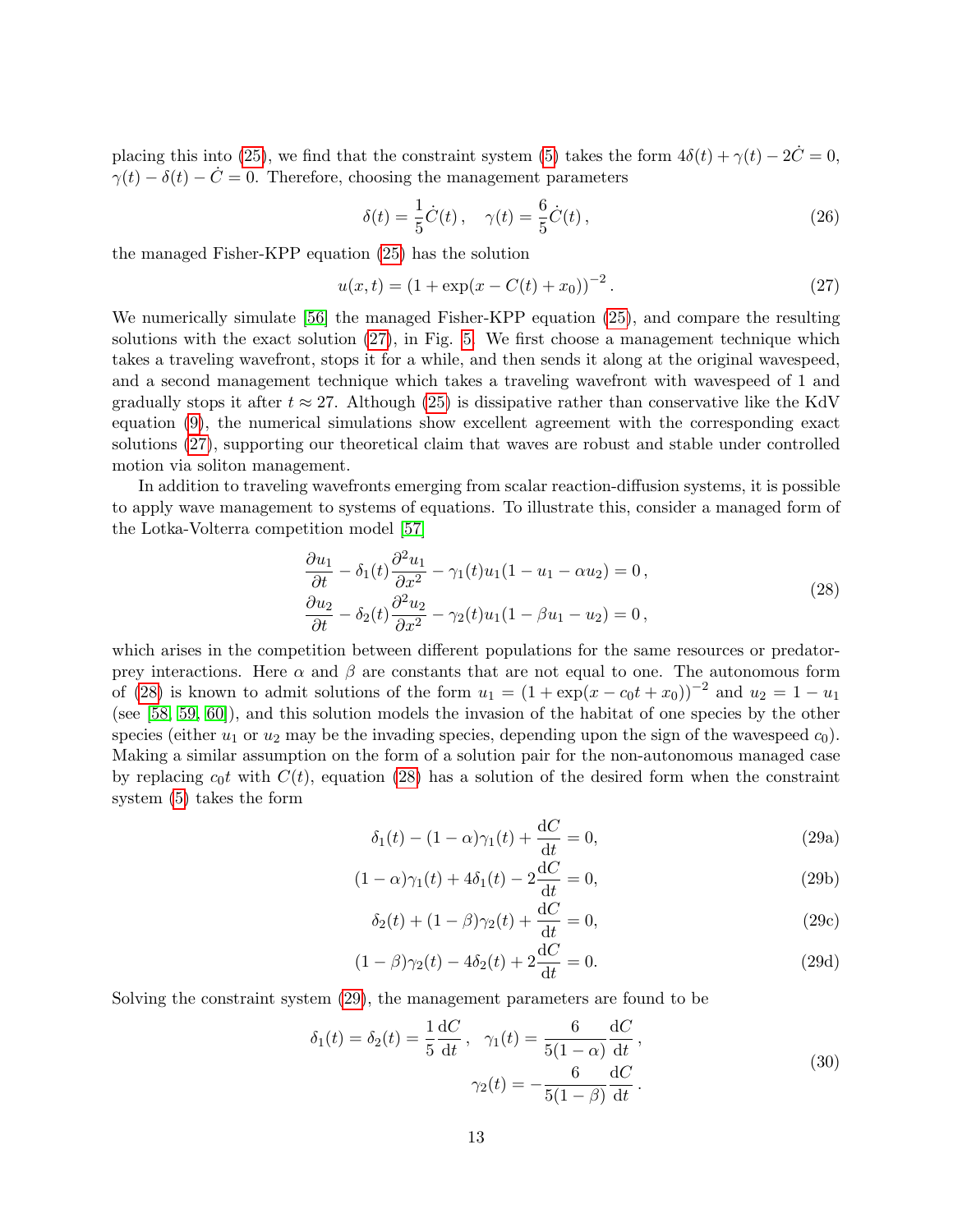placing this into (25), we find that the constraint system (5) takes the form $4\delta(t) + \gamma(t) - 2\dot{C} = 0$, $\gamma(t) - \delta(t) - \dot{C} = 0$. Therefore, choosing the management parameters

$$\delta(t) = \frac{1}{5}\dot{C}(t)\,, \quad \gamma(t) = \frac{6}{5}\dot{C}(t)\,, \tag{26}$$

the managed Fisher-KPP equation (25) has the solution

$$u(x,t) = \left(1 + \exp(x - C(t) + x_0)\right)^{-2}. \tag{27}$$

We numerically simulate [56] the managed Fisher-KPP equation (25), and compare the resulting solutions with the exact solution (27), in Fig. 5. We first choose a management technique which takes a traveling wavefront, stops it for a while, and then sends it along at the original wavespeed, and a second management technique which takes a traveling wavefront with wavespeed of 1 and gradually stops it after $t \approx 27$. Although (25) is dissipative rather than conservative like the KdV equation (9), the numerical simulations show excellent agreement with the corresponding exact solutions (27), supporting our theoretical claim that waves are robust and stable under controlled motion via soliton management.

In addition to traveling wavefronts emerging from scalar reaction-diffusion systems, it is possible to apply wave management to systems of equations. To illustrate this, consider a managed form of the Lotka-Volterra competition model [57]

$$\begin{aligned}
\frac{\partial u_1}{\partial t} - \delta_1(t)\frac{\partial^2 u_1}{\partial x^2} - \gamma_1(t)u_1(1 - u_1 - \alpha u_2) = 0\,,\\
\frac{\partial u_2}{\partial t} - \delta_2(t)\frac{\partial^2 u_2}{\partial x^2} - \gamma_2(t)u_1(1 - \beta u_1 - u_2) = 0\,,
\end{aligned} \tag{28}$$

which arises in the competition between different populations for the same resources or predator-prey interactions. Here $\alpha$ and $\beta$ are constants that are not equal to one. The autonomous form of (28) is known to admit solutions of the form $u_1 = (1 + \exp(x - c_0 t + x_0))^{-2}$ and $u_2 = 1 - u_1$ (see [58, 59, 60]), and this solution models the invasion of the habitat of one species by the other species (either $u_1$ or $u_2$ may be the invading species, depending upon the sign of the wavespeed $c_0$). Making a similar assumption on the form of a solution pair for the non-autonomous managed case by replacing $c_0 t$ with $C(t)$, equation (28) has a solution of the desired form when the constraint system (5) takes the form

$$\delta_1(t) - (1-\alpha)\gamma_1(t) + \frac{\mathrm{d}C}{\mathrm{d}t} = 0, \tag{29a}$$

$$(1-\alpha)\gamma_1(t) + 4\delta_1(t) - 2\frac{\mathrm{d}C}{\mathrm{d}t} = 0, \tag{29b}$$

$$\delta_2(t) + (1-\beta)\gamma_2(t) + \frac{\mathrm{d}C}{\mathrm{d}t} = 0, \tag{29c}$$

$$(1-\beta)\gamma_2(t) - 4\delta_2(t) + 2\frac{\mathrm{d}C}{\mathrm{d}t} = 0. \tag{29d}$$

Solving the constraint system (29), the management parameters are found to be

$$\begin{aligned}
\delta_1(t) = \delta_2(t) = \frac{1}{5}\frac{\mathrm{d}C}{\mathrm{d}t}\,, \quad \gamma_1(t) = \frac{6}{5(1-\alpha)}\frac{\mathrm{d}C}{\mathrm{d}t}\,,\\
\gamma_2(t) = -\frac{6}{5(1-\beta)}\frac{\mathrm{d}C}{\mathrm{d}t}\,.
\end{aligned} \tag{30}$$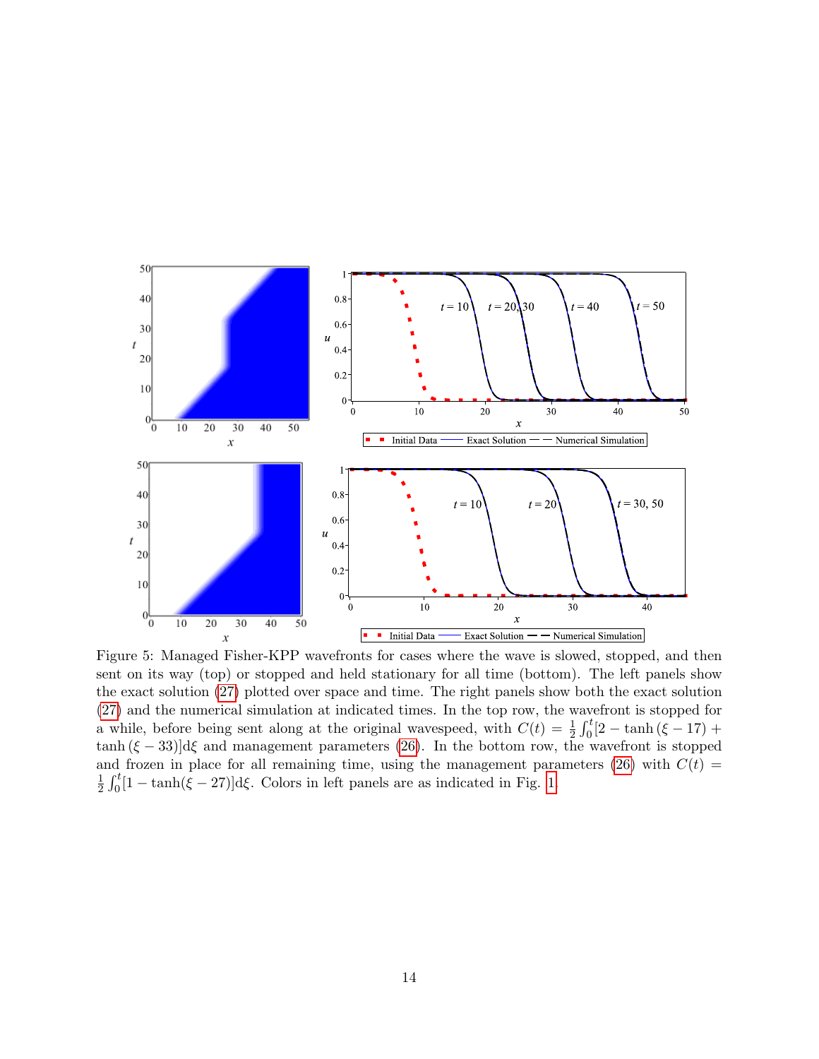Figure 5: Managed Fisher-KPP wavefronts for cases where the wave is slowed, stopped, and then sent on its way (top) or stopped and held stationary for all time (bottom). The left panels show the exact solution (27) plotted over space and time. The right panels show both the exact solution (27) and the numerical simulation at indicated times. In the top row, the wavefront is stopped for a while, before being sent along at the original wavespeed, with $C(t) = \frac{1}{2}\int_0^t [2 - \tanh(\xi - 17) + \tanh(\xi - 33)]\mathrm{d}\xi$ and management parameters (26). In the bottom row, the wavefront is stopped and frozen in place for all remaining time, using the management parameters (26) with $C(t) = \frac{1}{2}\int_0^t [1 - \tanh(\xi - 27)]\mathrm{d}\xi$. Colors in left panels are as indicated in Fig. 1.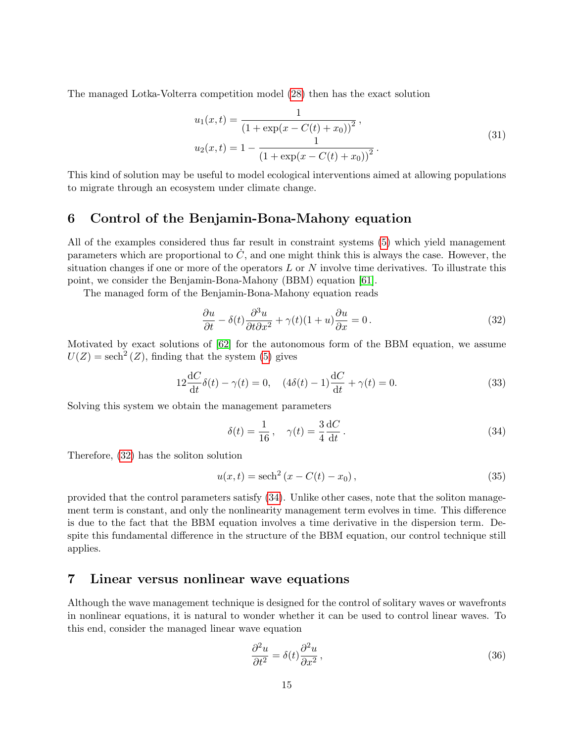The managed Lotka-Volterra competition model (28) then has the exact solution

$$
\begin{aligned}
u_1(x,t) &= \frac{1}{\left(1+\exp(x-C(t)+x_0)\right)^2}\,, \\
u_2(x,t) &= 1-\frac{1}{\left(1+\exp(x-C(t)+x_0)\right)^2}\,.
\end{aligned}
\tag{31}
$$

This kind of solution may be useful to model ecological interventions aimed at allowing populations to migrate through an ecosystem under climate change.

## 6 Control of the Benjamin-Bona-Mahony equation

All of the examples considered thus far result in constraint systems (5) which yield management parameters which are proportional to $\dot{C}$, and one might think this is always the case. However, the situation changes if one or more of the operators $L$ or $N$ involve time derivatives. To illustrate this point, we consider the Benjamin-Bona-Mahony (BBM) equation [61].

The managed form of the Benjamin-Bona-Mahony equation reads

$$
\frac{\partial u}{\partial t} - \delta(t)\frac{\partial^3 u}{\partial t \partial x^2} + \gamma(t)(1+u)\frac{\partial u}{\partial x} = 0\,. \tag{32}
$$

Motivated by exact solutions of [62] for the autonomous form of the BBM equation, we assume $U(Z) = \operatorname{sech}^2(Z)$, finding that the system (5) gives

$$
12\frac{\mathrm{d}C}{\mathrm{dt}}\delta(t) - \gamma(t) = 0, \quad (4\delta(t)-1)\frac{\mathrm{d}C}{\mathrm{dt}} + \gamma(t) = 0. \tag{33}
$$

Solving this system we obtain the management parameters

$$
\delta(t) = \frac{1}{16}\,, \quad \gamma(t) = \frac{3}{4}\frac{\mathrm{d}C}{\mathrm{dt}}\,. \tag{34}
$$

Therefore, (32) has the soliton solution

$$
u(x,t) = \operatorname{sech}^2\left(x - C(t) - x_0\right), \tag{35}
$$

provided that the control parameters satisfy (34). Unlike other cases, note that the soliton management term is constant, and only the nonlinearity management term evolves in time. This difference is due to the fact that the BBM equation involves a time derivative in the dispersion term. Despite this fundamental difference in the structure of the BBM equation, our control technique still applies.

## 7 Linear versus nonlinear wave equations

Although the wave management technique is designed for the control of solitary waves or wavefronts in nonlinear equations, it is natural to wonder whether it can be used to control linear waves. To this end, consider the managed linear wave equation

$$
\frac{\partial^2 u}{\partial t^2} = \delta(t)\frac{\partial^2 u}{\partial x^2}\,, \tag{36}
$$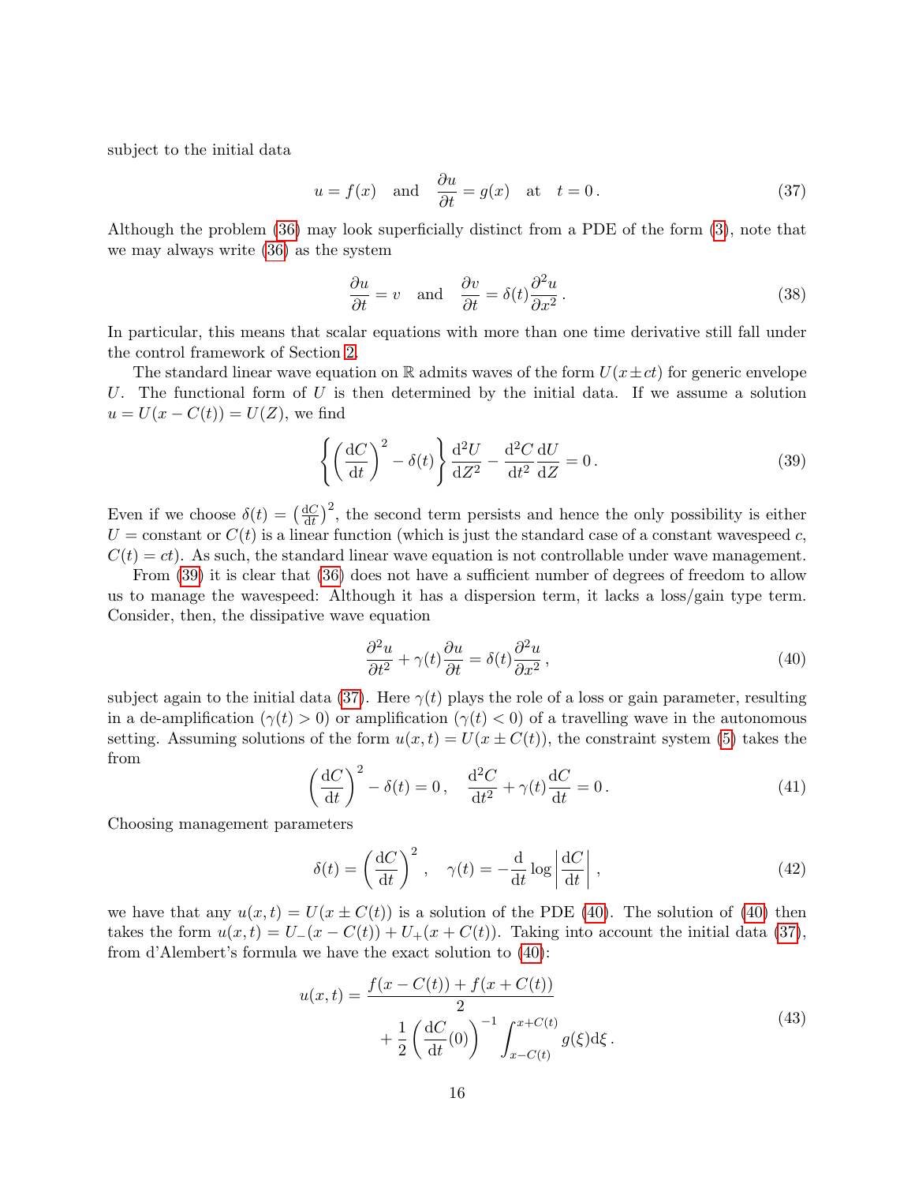subject to the initial data

$$u = f(x) \quad \text{and} \quad \frac{\partial u}{\partial t} = g(x) \quad \text{at} \quad t = 0\,. \tag{37}$$

Although the problem (36) may look superficially distinct from a PDE of the form (3), note that we may always write (36) as the system

$$\frac{\partial u}{\partial t} = v \quad \text{and} \quad \frac{\partial v}{\partial t} = \delta(t)\frac{\partial^2 u}{\partial x^2}\,. \tag{38}$$

In particular, this means that scalar equations with more than one time derivative still fall under the control framework of Section 2.

The standard linear wave equation on $\mathbb{R}$ admits waves of the form $U(x \pm ct)$ for generic envelope $U$. The functional form of $U$ is then determined by the initial data. If we assume a solution $u = U(x - C(t)) = U(Z)$, we find

$$\left\{ \left(\frac{\mathrm{d}C}{\mathrm{d}t}\right)^2 - \delta(t) \right\} \frac{\mathrm{d}^2 U}{\mathrm{d}Z^2} - \frac{\mathrm{d}^2 C}{\mathrm{d}t^2}\frac{\mathrm{d}U}{\mathrm{d}Z} = 0\,. \tag{39}$$

Even if we choose $\delta(t) = \left(\frac{\mathrm{d}C}{\mathrm{d}t}\right)^2$, the second term persists and hence the only possibility is either $U =$ constant or $C(t)$ is a linear function (which is just the standard case of a constant wavespeed $c$, $C(t) = ct$). As such, the standard linear wave equation is not controllable under wave management.

From (39) it is clear that (36) does not have a sufficient number of degrees of freedom to allow us to manage the wavespeed: Although it has a dispersion term, it lacks a loss/gain type term. Consider, then, the dissipative wave equation

$$\frac{\partial^2 u}{\partial t^2} + \gamma(t)\frac{\partial u}{\partial t} = \delta(t)\frac{\partial^2 u}{\partial x^2}\,, \tag{40}$$

subject again to the initial data (37). Here $\gamma(t)$ plays the role of a loss or gain parameter, resulting in a de-amplification ($\gamma(t) > 0$) or amplification ($\gamma(t) < 0$) of a travelling wave in the autonomous setting. Assuming solutions of the form $u(x,t) = U(x \pm C(t))$, the constraint system (5) takes the from

$$\left(\frac{\mathrm{d}C}{\mathrm{d}t}\right)^2 - \delta(t) = 0\,, \quad \frac{\mathrm{d}^2 C}{\mathrm{d}t^2} + \gamma(t)\frac{\mathrm{d}C}{\mathrm{d}t} = 0\,. \tag{41}$$

Choosing management parameters

$$\delta(t) = \left(\frac{\mathrm{d}C}{\mathrm{d}t}\right)^2, \quad \gamma(t) = -\frac{\mathrm{d}}{\mathrm{d}t}\log\left|\frac{\mathrm{d}C}{\mathrm{d}t}\right|\,, \tag{42}$$

we have that any $u(x,t) = U(x \pm C(t))$ is a solution of the PDE (40). The solution of (40) then takes the form $u(x,t) = U_-(x - C(t)) + U_+(x + C(t))$. Taking into account the initial data (37), from d'Alembert's formula we have the exact solution to (40):

$$\begin{aligned} u(x,t) = \frac{f(x - C(t)) + f(x + C(t))}{2} \\ + \frac{1}{2}\left(\frac{\mathrm{d}C}{\mathrm{d}t}(0)\right)^{-1} \int_{x-C(t)}^{x+C(t)} g(\xi)\mathrm{d}\xi\,. \end{aligned} \tag{43}$$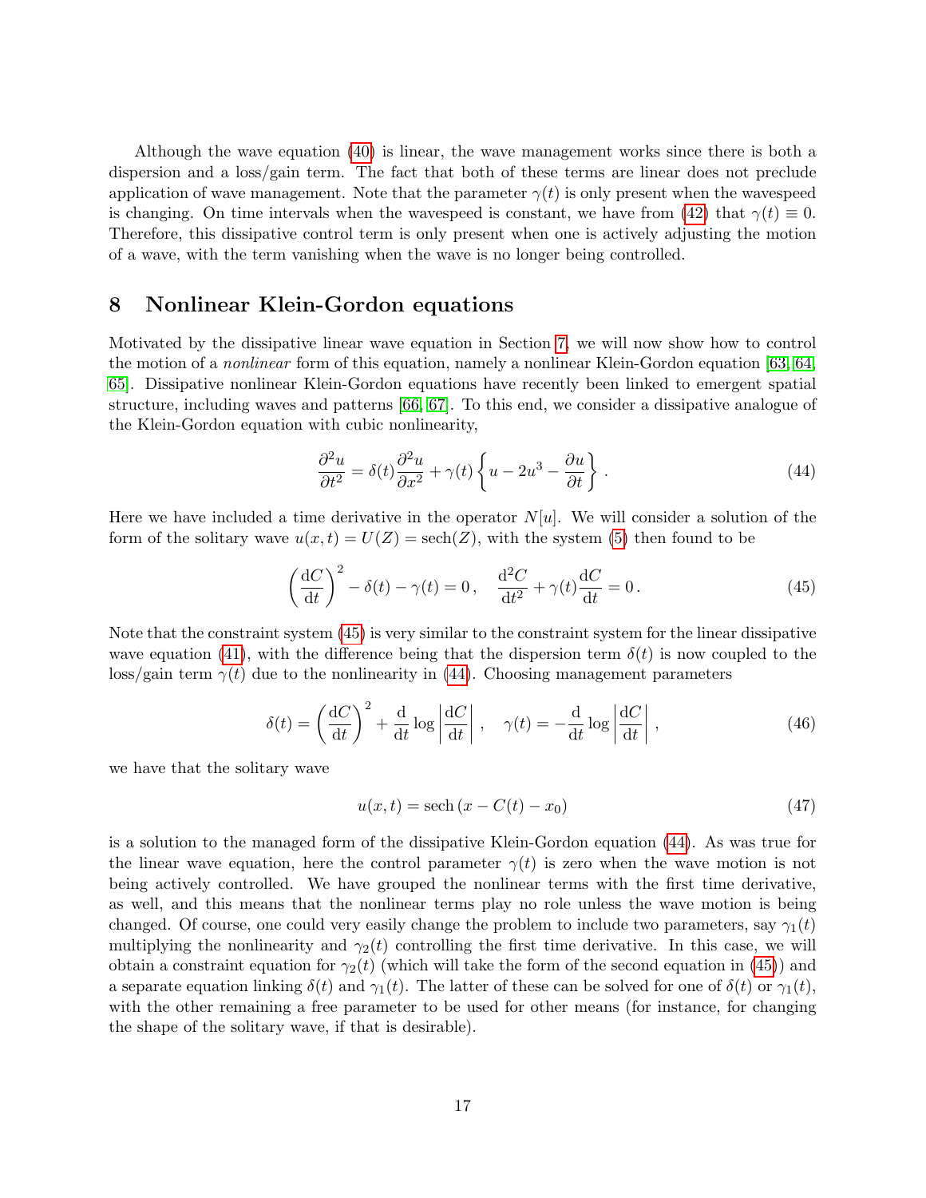Although the wave equation (40) is linear, the wave management works since there is both a dispersion and a loss/gain term. The fact that both of these terms are linear does not preclude application of wave management. Note that the parameter $\gamma(t)$ is only present when the wavespeed is changing. On time intervals when the wavespeed is constant, we have from (42) that $\gamma(t) \equiv 0$. Therefore, this dissipative control term is only present when one is actively adjusting the motion of a wave, with the term vanishing when the wave is no longer being controlled.

## 8 Nonlinear Klein-Gordon equations

Motivated by the dissipative linear wave equation in Section 7, we will now show how to control the motion of a *nonlinear* form of this equation, namely a nonlinear Klein-Gordon equation [63, 64, 65]. Dissipative nonlinear Klein-Gordon equations have recently been linked to emergent spatial structure, including waves and patterns [66, 67]. To this end, we consider a dissipative analogue of the Klein-Gordon equation with cubic nonlinearity,

$$\frac{\partial^2 u}{\partial t^2} = \delta(t)\frac{\partial^2 u}{\partial x^2} + \gamma(t)\left\{ u - 2u^3 - \frac{\partial u}{\partial t} \right\}. \tag{44}$$

Here we have included a time derivative in the operator $N[u]$. We will consider a solution of the form of the solitary wave $u(x,t) = U(Z) = \operatorname{sech}(Z)$, with the system (5) then found to be

$$\left(\frac{\mathrm{d}C}{\mathrm{d}t}\right)^2 - \delta(t) - \gamma(t) = 0\,, \quad \frac{\mathrm{d}^2 C}{\mathrm{d}t^2} + \gamma(t)\frac{\mathrm{d}C}{\mathrm{d}t} = 0\,. \tag{45}$$

Note that the constraint system (45) is very similar to the constraint system for the linear dissipative wave equation (41), with the difference being that the dispersion term $\delta(t)$ is now coupled to the loss/gain term $\gamma(t)$ due to the nonlinearity in (44). Choosing management parameters

$$\delta(t) = \left(\frac{\mathrm{d}C}{\mathrm{d}t}\right)^2 + \frac{\mathrm{d}}{\mathrm{d}t}\log\left|\frac{\mathrm{d}C}{\mathrm{d}t}\right|\,, \quad \gamma(t) = -\frac{\mathrm{d}}{\mathrm{d}t}\log\left|\frac{\mathrm{d}C}{\mathrm{d}t}\right|\,, \tag{46}$$

we have that the solitary wave

$$u(x,t) = \operatorname{sech}\left(x - C(t) - x_0\right) \tag{47}$$

is a solution to the managed form of the dissipative Klein-Gordon equation (44). As was true for the linear wave equation, here the control parameter $\gamma(t)$ is zero when the wave motion is not being actively controlled. We have grouped the nonlinear terms with the first time derivative, as well, and this means that the nonlinear terms play no role unless the wave motion is being changed. Of course, one could very easily change the problem to include two parameters, say $\gamma_1(t)$ multiplying the nonlinearity and $\gamma_2(t)$ controlling the first time derivative. In this case, we will obtain a constraint equation for $\gamma_2(t)$ (which will take the form of the second equation in (45)) and a separate equation linking $\delta(t)$ and $\gamma_1(t)$. The latter of these can be solved for one of $\delta(t)$ or $\gamma_1(t)$, with the other remaining a free parameter to be used for other means (for instance, for changing the shape of the solitary wave, if that is desirable).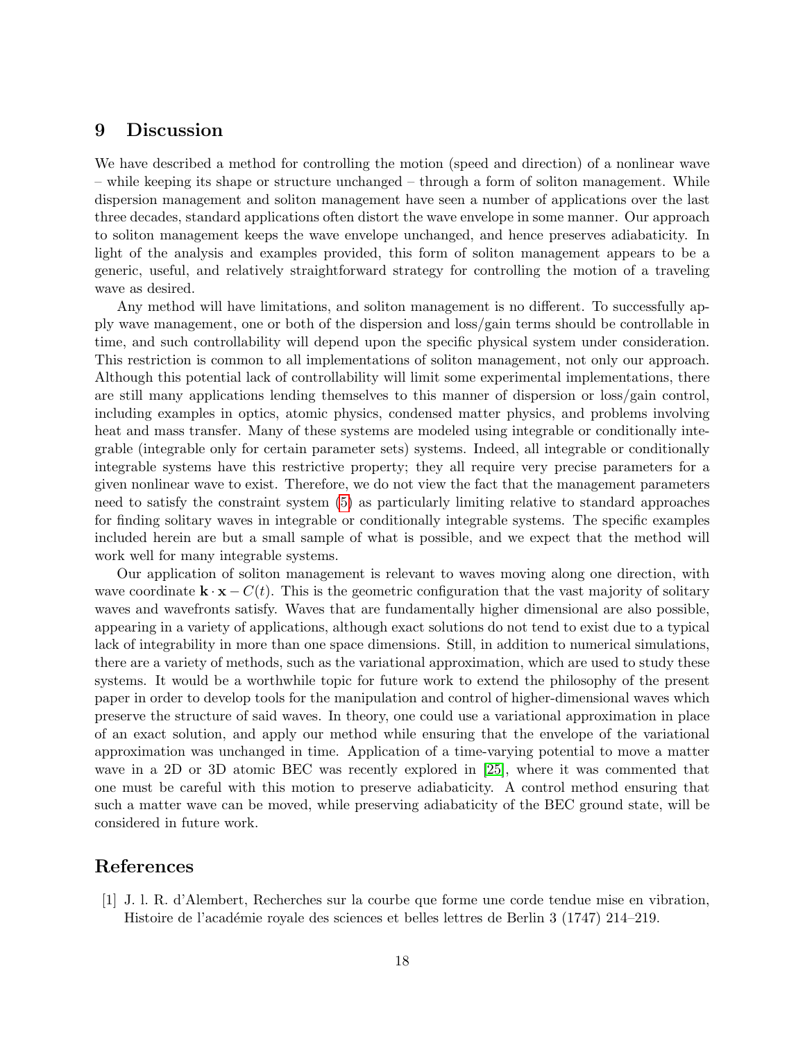## 9 Discussion

We have described a method for controlling the motion (speed and direction) of a nonlinear wave – while keeping its shape or structure unchanged – through a form of soliton management. While dispersion management and soliton management have seen a number of applications over the last three decades, standard applications often distort the wave envelope in some manner. Our approach to soliton management keeps the wave envelope unchanged, and hence preserves adiabaticity. In light of the analysis and examples provided, this form of soliton management appears to be a generic, useful, and relatively straightforward strategy for controlling the motion of a traveling wave as desired.

Any method will have limitations, and soliton management is no different. To successfully apply wave management, one or both of the dispersion and loss/gain terms should be controllable in time, and such controllability will depend upon the specific physical system under consideration. This restriction is common to all implementations of soliton management, not only our approach. Although this potential lack of controllability will limit some experimental implementations, there are still many applications lending themselves to this manner of dispersion or loss/gain control, including examples in optics, atomic physics, condensed matter physics, and problems involving heat and mass transfer. Many of these systems are modeled using integrable or conditionally integrable (integrable only for certain parameter sets) systems. Indeed, all integrable or conditionally integrable systems have this restrictive property; they all require very precise parameters for a given nonlinear wave to exist. Therefore, we do not view the fact that the management parameters need to satisfy the constraint system (5) as particularly limiting relative to standard approaches for finding solitary waves in integrable or conditionally integrable systems. The specific examples included herein are but a small sample of what is possible, and we expect that the method will work well for many integrable systems.

Our application of soliton management is relevant to waves moving along one direction, with wave coordinate $\mathbf{k} \cdot \mathbf{x} - C(t)$. This is the geometric configuration that the vast majority of solitary waves and wavefronts satisfy. Waves that are fundamentally higher dimensional are also possible, appearing in a variety of applications, although exact solutions do not tend to exist due to a typical lack of integrability in more than one space dimensions. Still, in addition to numerical simulations, there are a variety of methods, such as the variational approximation, which are used to study these systems. It would be a worthwhile topic for future work to extend the philosophy of the present paper in order to develop tools for the manipulation and control of higher-dimensional waves which preserve the structure of said waves. In theory, one could use a variational approximation in place of an exact solution, and apply our method while ensuring that the envelope of the variational approximation was unchanged in time. Application of a time-varying potential to move a matter wave in a 2D or 3D atomic BEC was recently explored in [25], where it was commented that one must be careful with this motion to preserve adiabaticity. A control method ensuring that such a matter wave can be moved, while preserving adiabaticity of the BEC ground state, will be considered in future work.

## References

[1] J. l. R. d'Alembert, Recherches sur la courbe que forme une corde tendue mise en vibration, Histoire de l'académie royale des sciences et belles lettres de Berlin 3 (1747) 214–219.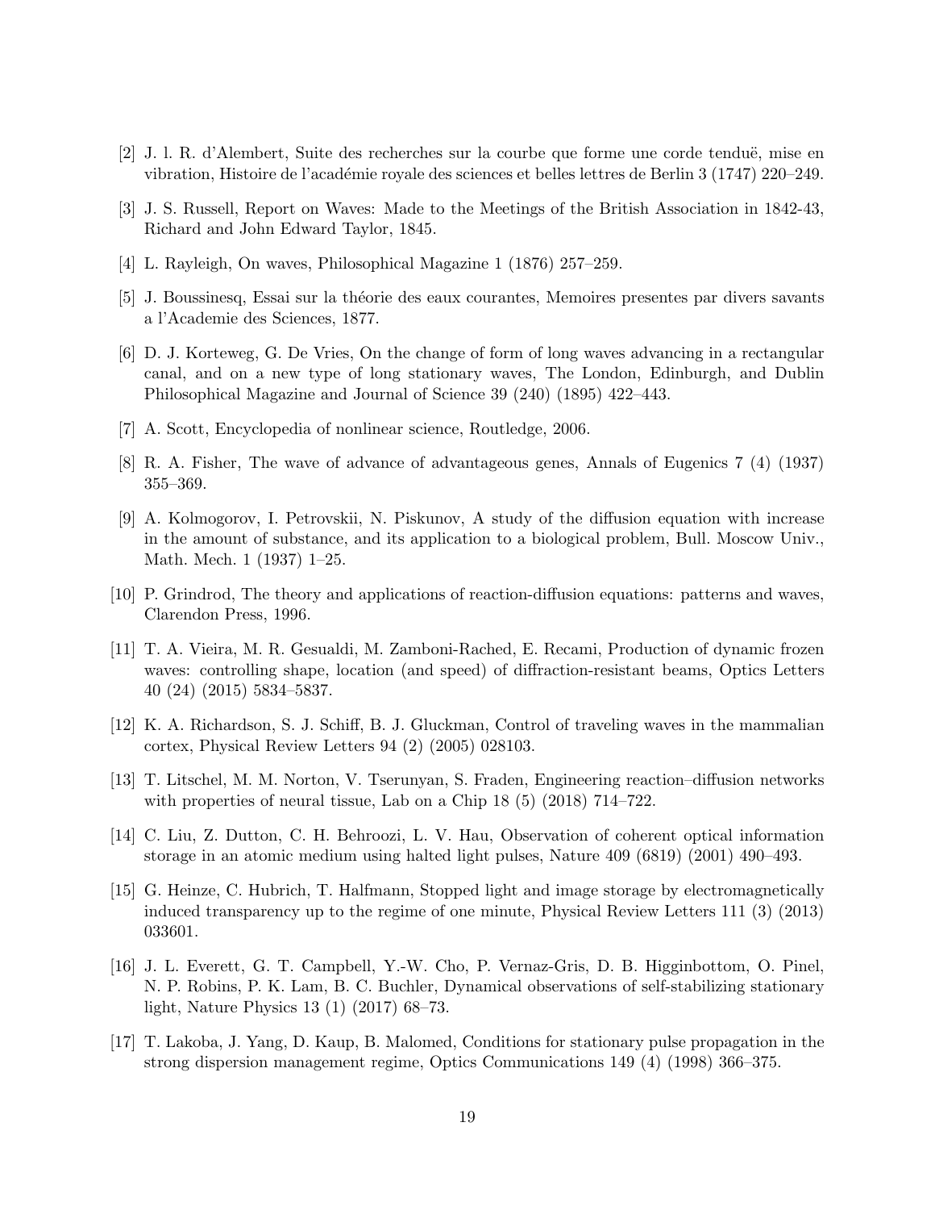[2] J. l. R. d'Alembert, Suite des recherches sur la courbe que forme une corde tenduë, mise en vibration, Histoire de l'académie royale des sciences et belles lettres de Berlin 3 (1747) 220–249.

[3] J. S. Russell, Report on Waves: Made to the Meetings of the British Association in 1842-43, Richard and John Edward Taylor, 1845.

[4] L. Rayleigh, On waves, Philosophical Magazine 1 (1876) 257–259.

[5] J. Boussinesq, Essai sur la théorie des eaux courantes, Memoires presentes par divers savants a l'Academie des Sciences, 1877.

[6] D. J. Korteweg, G. De Vries, On the change of form of long waves advancing in a rectangular canal, and on a new type of long stationary waves, The London, Edinburgh, and Dublin Philosophical Magazine and Journal of Science 39 (240) (1895) 422–443.

[7] A. Scott, Encyclopedia of nonlinear science, Routledge, 2006.

[8] R. A. Fisher, The wave of advance of advantageous genes, Annals of Eugenics 7 (4) (1937) 355–369.

[9] A. Kolmogorov, I. Petrovskii, N. Piskunov, A study of the diffusion equation with increase in the amount of substance, and its application to a biological problem, Bull. Moscow Univ., Math. Mech. 1 (1937) 1–25.

[10] P. Grindrod, The theory and applications of reaction-diffusion equations: patterns and waves, Clarendon Press, 1996.

[11] T. A. Vieira, M. R. Gesualdi, M. Zamboni-Rached, E. Recami, Production of dynamic frozen waves: controlling shape, location (and speed) of diffraction-resistant beams, Optics Letters 40 (24) (2015) 5834–5837.

[12] K. A. Richardson, S. J. Schiff, B. J. Gluckman, Control of traveling waves in the mammalian cortex, Physical Review Letters 94 (2) (2005) 028103.

[13] T. Litschel, M. M. Norton, V. Tserunyan, S. Fraden, Engineering reaction–diffusion networks with properties of neural tissue, Lab on a Chip 18 (5) (2018) 714–722.

[14] C. Liu, Z. Dutton, C. H. Behroozi, L. V. Hau, Observation of coherent optical information storage in an atomic medium using halted light pulses, Nature 409 (6819) (2001) 490–493.

[15] G. Heinze, C. Hubrich, T. Halfmann, Stopped light and image storage by electromagnetically induced transparency up to the regime of one minute, Physical Review Letters 111 (3) (2013) 033601.

[16] J. L. Everett, G. T. Campbell, Y.-W. Cho, P. Vernaz-Gris, D. B. Higginbottom, O. Pinel, N. P. Robins, P. K. Lam, B. C. Buchler, Dynamical observations of self-stabilizing stationary light, Nature Physics 13 (1) (2017) 68–73.

[17] T. Lakoba, J. Yang, D. Kaup, B. Malomed, Conditions for stationary pulse propagation in the strong dispersion management regime, Optics Communications 149 (4) (1998) 366–375.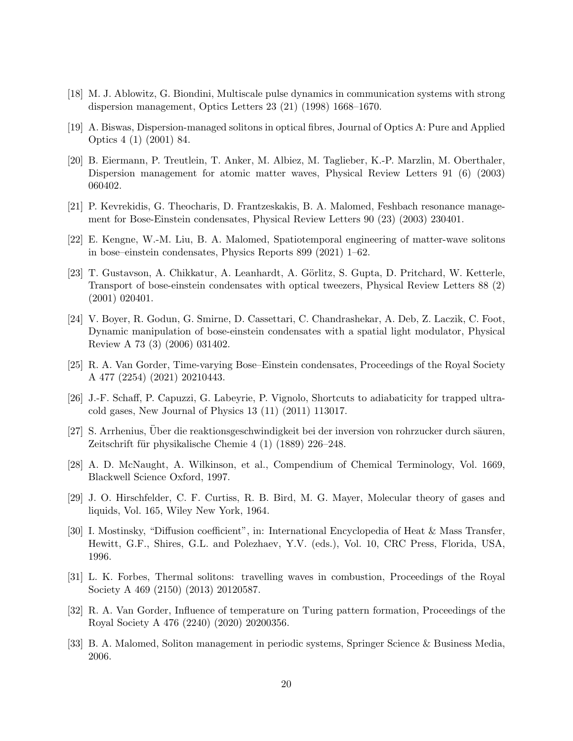[18] M. J. Ablowitz, G. Biondini, Multiscale pulse dynamics in communication systems with strong dispersion management, Optics Letters 23 (21) (1998) 1668–1670.

[19] A. Biswas, Dispersion-managed solitons in optical fibres, Journal of Optics A: Pure and Applied Optics 4 (1) (2001) 84.

[20] B. Eiermann, P. Treutlein, T. Anker, M. Albiez, M. Taglieber, K.-P. Marzlin, M. Oberthaler, Dispersion management for atomic matter waves, Physical Review Letters 91 (6) (2003) 060402.

[21] P. Kevrekidis, G. Theocharis, D. Frantzeskakis, B. A. Malomed, Feshbach resonance management for Bose-Einstein condensates, Physical Review Letters 90 (23) (2003) 230401.

[22] E. Kengne, W.-M. Liu, B. A. Malomed, Spatiotemporal engineering of matter-wave solitons in bose–einstein condensates, Physics Reports 899 (2021) 1–62.

[23] T. Gustavson, A. Chikkatur, A. Leanhardt, A. Görlitz, S. Gupta, D. Pritchard, W. Ketterle, Transport of bose-einstein condensates with optical tweezers, Physical Review Letters 88 (2) (2001) 020401.

[24] V. Boyer, R. Godun, G. Smirne, D. Cassettari, C. Chandrashekar, A. Deb, Z. Laczik, C. Foot, Dynamic manipulation of bose-einstein condensates with a spatial light modulator, Physical Review A 73 (3) (2006) 031402.

[25] R. A. Van Gorder, Time-varying Bose–Einstein condensates, Proceedings of the Royal Society A 477 (2254) (2021) 20210443.

[26] J.-F. Schaff, P. Capuzzi, G. Labeyrie, P. Vignolo, Shortcuts to adiabaticity for trapped ultracold gases, New Journal of Physics 13 (11) (2011) 113017.

[27] S. Arrhenius, Über die reaktionsgeschwindigkeit bei der inversion von rohrzucker durch säuren, Zeitschrift für physikalische Chemie 4 (1) (1889) 226–248.

[28] A. D. McNaught, A. Wilkinson, et al., Compendium of Chemical Terminology, Vol. 1669, Blackwell Science Oxford, 1997.

[29] J. O. Hirschfelder, C. F. Curtiss, R. B. Bird, M. G. Mayer, Molecular theory of gases and liquids, Vol. 165, Wiley New York, 1964.

[30] I. Mostinsky, "Diffusion coefficient", in: International Encyclopedia of Heat & Mass Transfer, Hewitt, G.F., Shires, G.L. and Polezhaev, Y.V. (eds.), Vol. 10, CRC Press, Florida, USA, 1996.

[31] L. K. Forbes, Thermal solitons: travelling waves in combustion, Proceedings of the Royal Society A 469 (2150) (2013) 20120587.

[32] R. A. Van Gorder, Influence of temperature on Turing pattern formation, Proceedings of the Royal Society A 476 (2240) (2020) 20200356.

[33] B. A. Malomed, Soliton management in periodic systems, Springer Science & Business Media, 2006.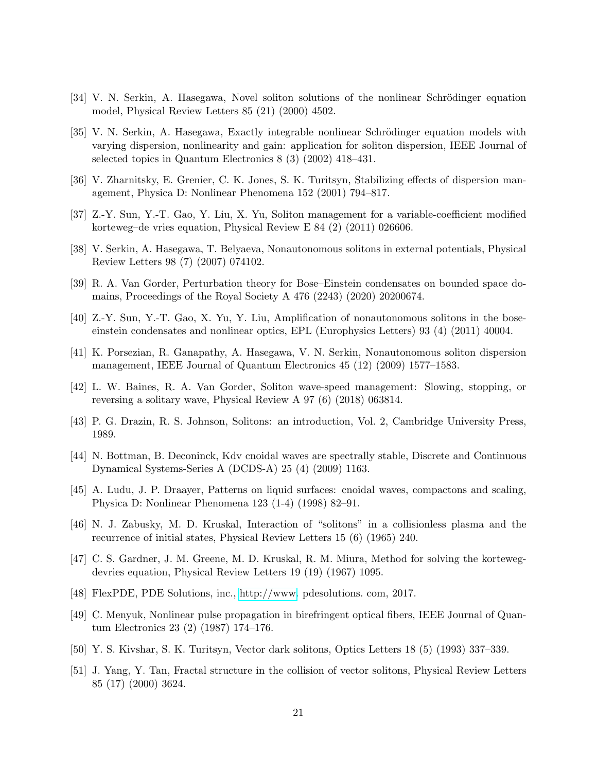[34] V. N. Serkin, A. Hasegawa, Novel soliton solutions of the nonlinear Schrödinger equation model, Physical Review Letters 85 (21) (2000) 4502.

[35] V. N. Serkin, A. Hasegawa, Exactly integrable nonlinear Schrödinger equation models with varying dispersion, nonlinearity and gain: application for soliton dispersion, IEEE Journal of selected topics in Quantum Electronics 8 (3) (2002) 418–431.

[36] V. Zharnitsky, E. Grenier, C. K. Jones, S. K. Turitsyn, Stabilizing effects of dispersion management, Physica D: Nonlinear Phenomena 152 (2001) 794–817.

[37] Z.-Y. Sun, Y.-T. Gao, Y. Liu, X. Yu, Soliton management for a variable-coefficient modified korteweg–de vries equation, Physical Review E 84 (2) (2011) 026606.

[38] V. Serkin, A. Hasegawa, T. Belyaeva, Nonautonomous solitons in external potentials, Physical Review Letters 98 (7) (2007) 074102.

[39] R. A. Van Gorder, Perturbation theory for Bose–Einstein condensates on bounded space domains, Proceedings of the Royal Society A 476 (2243) (2020) 20200674.

[40] Z.-Y. Sun, Y.-T. Gao, X. Yu, Y. Liu, Amplification of nonautonomous solitons in the bose-einstein condensates and nonlinear optics, EPL (Europhysics Letters) 93 (4) (2011) 40004.

[41] K. Porsezian, R. Ganapathy, A. Hasegawa, V. N. Serkin, Nonautonomous soliton dispersion management, IEEE Journal of Quantum Electronics 45 (12) (2009) 1577–1583.

[42] L. W. Baines, R. A. Van Gorder, Soliton wave-speed management: Slowing, stopping, or reversing a solitary wave, Physical Review A 97 (6) (2018) 063814.

[43] P. G. Drazin, R. S. Johnson, Solitons: an introduction, Vol. 2, Cambridge University Press, 1989.

[44] N. Bottman, B. Deconinck, Kdv cnoidal waves are spectrally stable, Discrete and Continuous Dynamical Systems-Series A (DCDS-A) 25 (4) (2009) 1163.

[45] A. Ludu, J. P. Draayer, Patterns on liquid surfaces: cnoidal waves, compactons and scaling, Physica D: Nonlinear Phenomena 123 (1-4) (1998) 82–91.

[46] N. J. Zabusky, M. D. Kruskal, Interaction of "solitons" in a collisionless plasma and the recurrence of initial states, Physical Review Letters 15 (6) (1965) 240.

[47] C. S. Gardner, J. M. Greene, M. D. Kruskal, R. M. Miura, Method for solving the korteweg-devries equation, Physical Review Letters 19 (19) (1967) 1095.

[48] FlexPDE, PDE Solutions, inc., http://www. pdesolutions. com, 2017.

[49] C. Menyuk, Nonlinear pulse propagation in birefringent optical fibers, IEEE Journal of Quantum Electronics 23 (2) (1987) 174–176.

[50] Y. S. Kivshar, S. K. Turitsyn, Vector dark solitons, Optics Letters 18 (5) (1993) 337–339.

[51] J. Yang, Y. Tan, Fractal structure in the collision of vector solitons, Physical Review Letters 85 (17) (2000) 3624.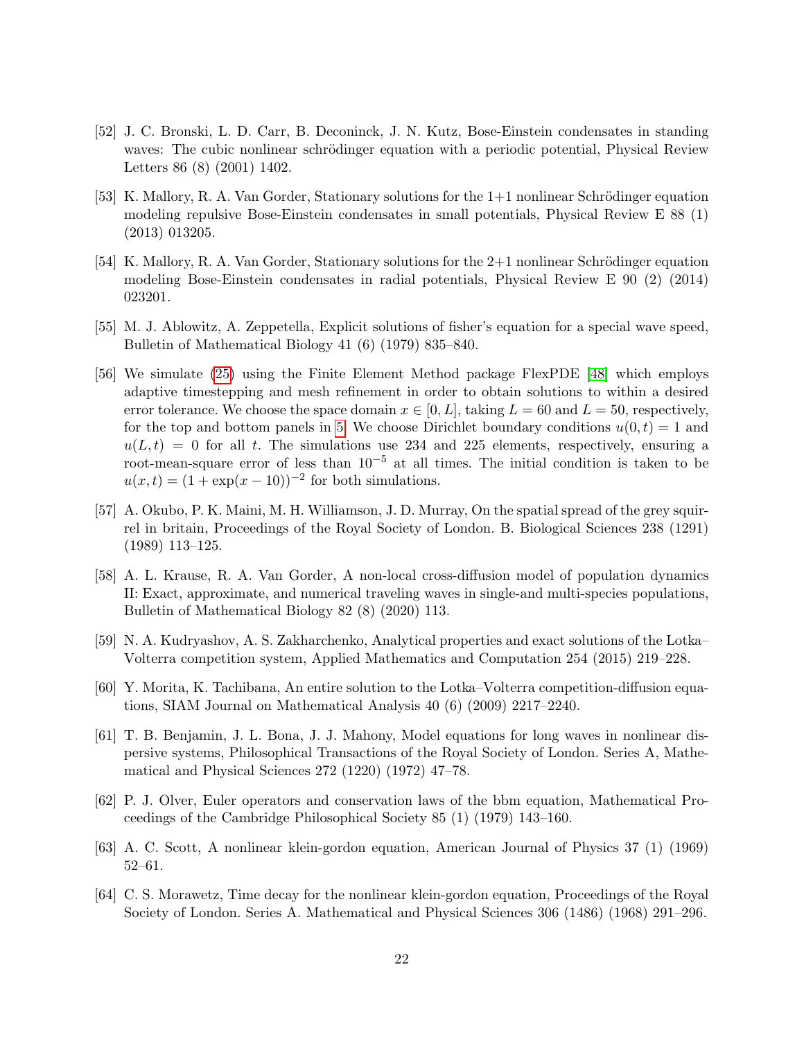[52] J. C. Bronski, L. D. Carr, B. Deconinck, J. N. Kutz, Bose-Einstein condensates in standing waves: The cubic nonlinear schrödinger equation with a periodic potential, Physical Review Letters 86 (8) (2001) 1402.

[53] K. Mallory, R. A. Van Gorder, Stationary solutions for the 1+1 nonlinear Schrödinger equation modeling repulsive Bose-Einstein condensates in small potentials, Physical Review E 88 (1) (2013) 013205.

[54] K. Mallory, R. A. Van Gorder, Stationary solutions for the 2+1 nonlinear Schrödinger equation modeling Bose-Einstein condensates in radial potentials, Physical Review E 90 (2) (2014) 023201.

[55] M. J. Ablowitz, A. Zeppetella, Explicit solutions of fisher's equation for a special wave speed, Bulletin of Mathematical Biology 41 (6) (1979) 835–840.

[56] We simulate (25) using the Finite Element Method package FlexPDE [48] which employs adaptive timestepping and mesh refinement in order to obtain solutions to within a desired error tolerance. We choose the space domain $x \in [0, L]$, taking $L = 60$ and $L = 50$, respectively, for the top and bottom panels in 5. We choose Dirichlet boundary conditions $u(0, t) = 1$ and $u(L, t) = 0$ for all $t$. The simulations use 234 and 225 elements, respectively, ensuring a root-mean-square error of less than $10^{-5}$ at all times. The initial condition is taken to be $u(x, t) = (1 + \exp(x - 10))^{-2}$ for both simulations.

[57] A. Okubo, P. K. Maini, M. H. Williamson, J. D. Murray, On the spatial spread of the grey squirrel in britain, Proceedings of the Royal Society of London. B. Biological Sciences 238 (1291) (1989) 113–125.

[58] A. L. Krause, R. A. Van Gorder, A non-local cross-diffusion model of population dynamics II: Exact, approximate, and numerical traveling waves in single-and multi-species populations, Bulletin of Mathematical Biology 82 (8) (2020) 113.

[59] N. A. Kudryashov, A. S. Zakharchenko, Analytical properties and exact solutions of the Lotka–Volterra competition system, Applied Mathematics and Computation 254 (2015) 219–228.

[60] Y. Morita, K. Tachibana, An entire solution to the Lotka–Volterra competition-diffusion equations, SIAM Journal on Mathematical Analysis 40 (6) (2009) 2217–2240.

[61] T. B. Benjamin, J. L. Bona, J. J. Mahony, Model equations for long waves in nonlinear dispersive systems, Philosophical Transactions of the Royal Society of London. Series A, Mathematical and Physical Sciences 272 (1220) (1972) 47–78.

[62] P. J. Olver, Euler operators and conservation laws of the bbm equation, Mathematical Proceedings of the Cambridge Philosophical Society 85 (1) (1979) 143–160.

[63] A. C. Scott, A nonlinear klein-gordon equation, American Journal of Physics 37 (1) (1969) 52–61.

[64] C. S. Morawetz, Time decay for the nonlinear klein-gordon equation, Proceedings of the Royal Society of London. Series A. Mathematical and Physical Sciences 306 (1486) (1968) 291–296.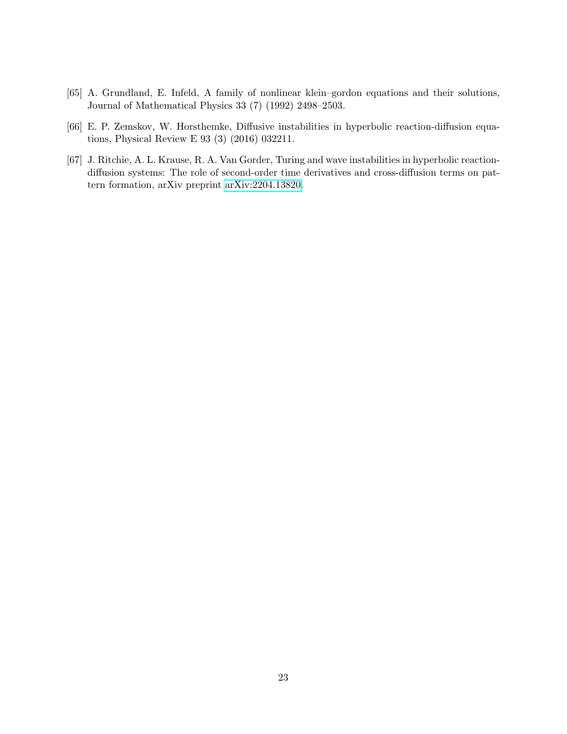[65] A. Grundland, E. Infeld, A family of nonlinear klein–gordon equations and their solutions, Journal of Mathematical Physics 33 (7) (1992) 2498–2503.

[66] E. P. Zemskov, W. Horsthemke, Diffusive instabilities in hyperbolic reaction-diffusion equations, Physical Review E 93 (3) (2016) 032211.

[67] J. Ritchie, A. L. Krause, R. A. Van Gorder, Turing and wave instabilities in hyperbolic reaction-diffusion systems: The role of second-order time derivatives and cross-diffusion terms on pattern formation, arXiv preprint arXiv:2204.13820.